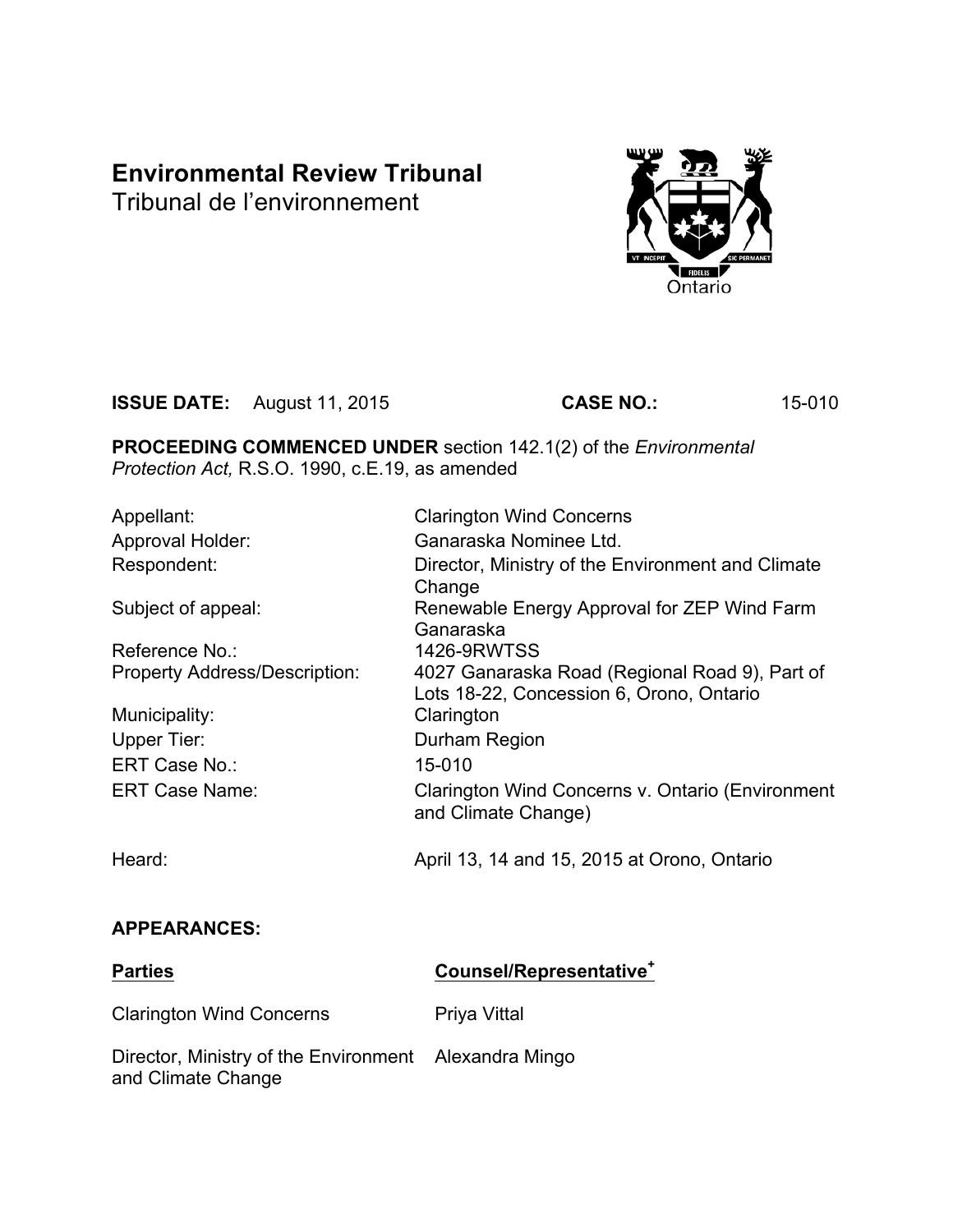# Environmental Review Tribunal

Tribunal de l'environnement

**ISSUE DATE:** August 11, 2015 **CASE NO.:** 15-010

**PROCEEDING COMMENCED UNDER** section 142.1(2) of the *Environmental Protection Act,* R.S.O. 1990, c.E.19, as amended

| | |
|---|---|
| Appellant: | Clarington Wind Concerns |
| Approval Holder: | Ganaraska Nominee Ltd. |
| Respondent: | Director, Ministry of the Environment and Climate Change |
| Subject of appeal: | Renewable Energy Approval for ZEP Wind Farm Ganaraska |
| Reference No.: | 1426-9RWTSS |
| Property Address/Description: | 4027 Ganaraska Road (Regional Road 9), Part of Lots 18-22, Concession 6, Orono, Ontario |
| Municipality: | Clarington |
| Upper Tier: | Durham Region |
| ERT Case No.: | 15-010 |
| ERT Case Name: | Clarington Wind Concerns v. Ontario (Environment and Climate Change) |
| Heard: | April 13, 14 and 15, 2015 at Orono, Ontario |

**APPEARANCES:**

| **Parties** | **Counsel/Representative**[+] |
|---|---|
| Clarington Wind Concerns | Priya Vittal |
| Director, Ministry of the Environment and Climate Change | Alexandra Mingo |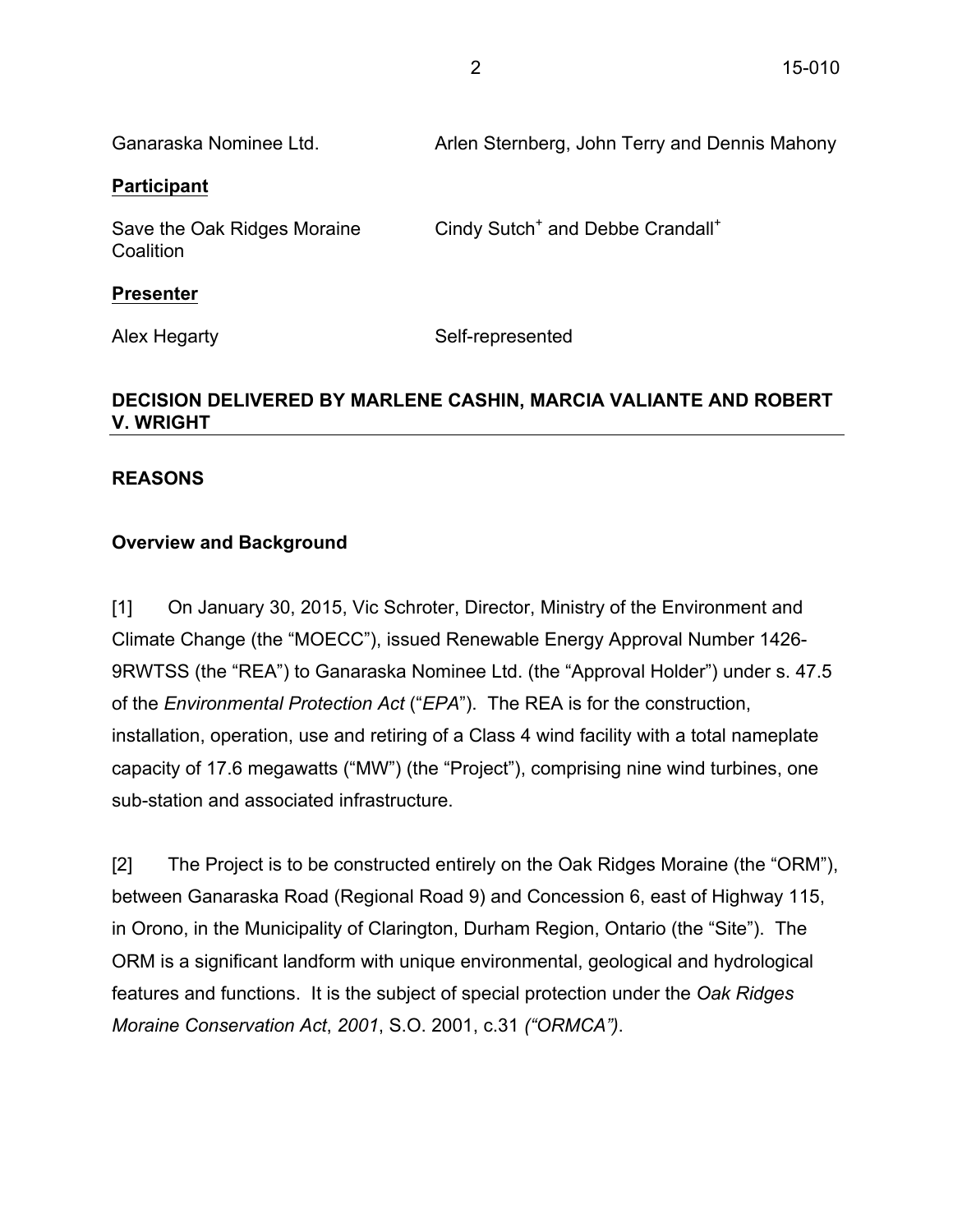Ganaraska Nominee Ltd. Arlen Sternberg, John Terry and Dennis Mahony

**Participant**

Save the Oak Ridges Moraine Coalition Cindy Sutch[+] and Debbe Crandall[+]

**Presenter**

Alex Hegarty Self-represented

**DECISION DELIVERED BY MARLENE CASHIN, MARCIA VALIANTE AND ROBERT V. WRIGHT**

**REASONS**

**Overview and Background**

[1] On January 30, 2015, Vic Schroter, Director, Ministry of the Environment and Climate Change (the "MOECC"), issued Renewable Energy Approval Number 1426-9RWTSS (the "REA") to Ganaraska Nominee Ltd. (the "Approval Holder") under s. 47.5 of the *Environmental Protection Act* ("*EPA*"). The REA is for the construction, installation, operation, use and retiring of a Class 4 wind facility with a total nameplate capacity of 17.6 megawatts ("MW") (the "Project"), comprising nine wind turbines, one sub-station and associated infrastructure.

[2] The Project is to be constructed entirely on the Oak Ridges Moraine (the "ORM"), between Ganaraska Road (Regional Road 9) and Concession 6, east of Highway 115, in Orono, in the Municipality of Clarington, Durham Region, Ontario (the "Site"). The ORM is a significant landform with unique environmental, geological and hydrological features and functions. It is the subject of special protection under the *Oak Ridges Moraine Conservation Act*, *2001*, S.O. 2001, c.31 *("ORMCA")*.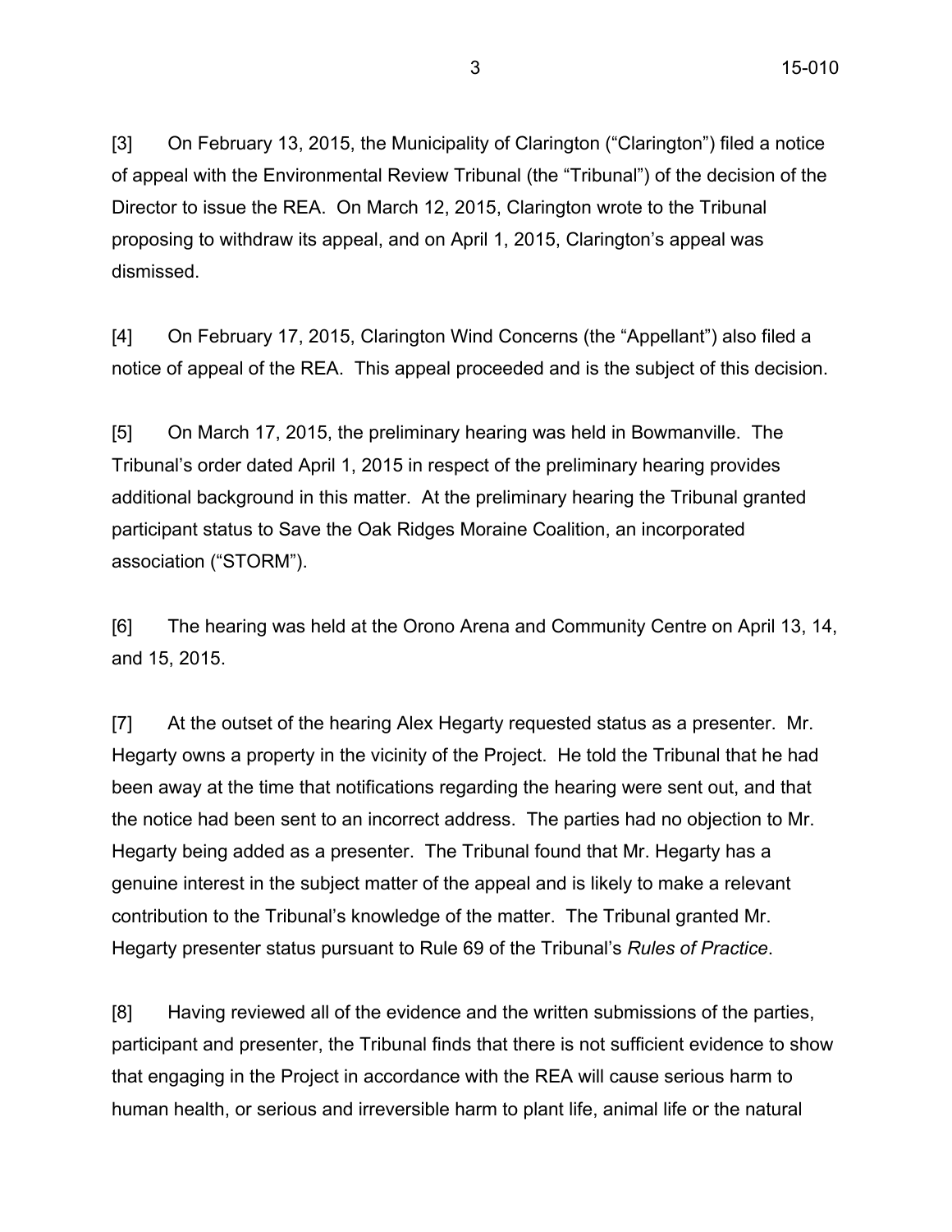[3] On February 13, 2015, the Municipality of Clarington ("Clarington") filed a notice of appeal with the Environmental Review Tribunal (the "Tribunal") of the decision of the Director to issue the REA. On March 12, 2015, Clarington wrote to the Tribunal proposing to withdraw its appeal, and on April 1, 2015, Clarington's appeal was dismissed.

[4] On February 17, 2015, Clarington Wind Concerns (the "Appellant") also filed a notice of appeal of the REA. This appeal proceeded and is the subject of this decision.

[5] On March 17, 2015, the preliminary hearing was held in Bowmanville. The Tribunal's order dated April 1, 2015 in respect of the preliminary hearing provides additional background in this matter. At the preliminary hearing the Tribunal granted participant status to Save the Oak Ridges Moraine Coalition, an incorporated association ("STORM").

[6] The hearing was held at the Orono Arena and Community Centre on April 13, 14, and 15, 2015.

[7] At the outset of the hearing Alex Hegarty requested status as a presenter. Mr. Hegarty owns a property in the vicinity of the Project. He told the Tribunal that he had been away at the time that notifications regarding the hearing were sent out, and that the notice had been sent to an incorrect address. The parties had no objection to Mr. Hegarty being added as a presenter. The Tribunal found that Mr. Hegarty has a genuine interest in the subject matter of the appeal and is likely to make a relevant contribution to the Tribunal's knowledge of the matter. The Tribunal granted Mr. Hegarty presenter status pursuant to Rule 69 of the Tribunal's *Rules of Practice*.

[8] Having reviewed all of the evidence and the written submissions of the parties, participant and presenter, the Tribunal finds that there is not sufficient evidence to show that engaging in the Project in accordance with the REA will cause serious harm to human health, or serious and irreversible harm to plant life, animal life or the natural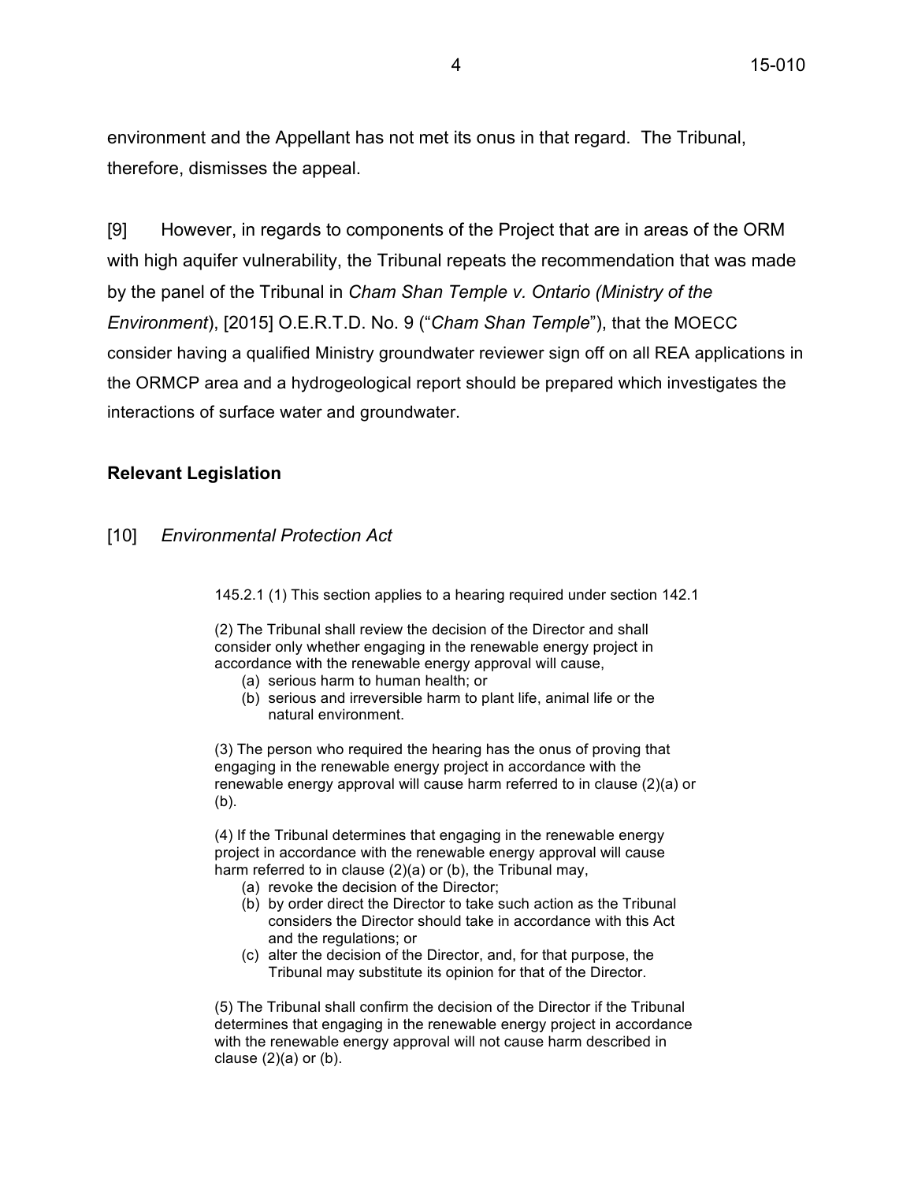environment and the Appellant has not met its onus in that regard. The Tribunal, therefore, dismisses the appeal.

[9] However, in regards to components of the Project that are in areas of the ORM with high aquifer vulnerability, the Tribunal repeats the recommendation that was made by the panel of the Tribunal in *Cham Shan Temple v. Ontario (Ministry of the Environment*), [2015] O.E.R.T.D. No. 9 ("*Cham Shan Temple*"), that the MOECC consider having a qualified Ministry groundwater reviewer sign off on all REA applications in the ORMCP area and a hydrogeological report should be prepared which investigates the interactions of surface water and groundwater.

## Relevant Legislation

[10] *Environmental Protection Act*

> 145.2.1 (1) This section applies to a hearing required under section 142.1
>
> (2) The Tribunal shall review the decision of the Director and shall consider only whether engaging in the renewable energy project in accordance with the renewable energy approval will cause,
>
> (a) serious harm to human health; or
>
> (b) serious and irreversible harm to plant life, animal life or the natural environment.
>
> (3) The person who required the hearing has the onus of proving that engaging in the renewable energy project in accordance with the renewable energy approval will cause harm referred to in clause (2)(a) or (b).
>
> (4) If the Tribunal determines that engaging in the renewable energy project in accordance with the renewable energy approval will cause harm referred to in clause (2)(a) or (b), the Tribunal may,
>
> (a) revoke the decision of the Director;
>
> (b) by order direct the Director to take such action as the Tribunal considers the Director should take in accordance with this Act and the regulations; or
>
> (c) alter the decision of the Director, and, for that purpose, the Tribunal may substitute its opinion for that of the Director.
>
> (5) The Tribunal shall confirm the decision of the Director if the Tribunal determines that engaging in the renewable energy project in accordance with the renewable energy approval will not cause harm described in clause (2)(a) or (b).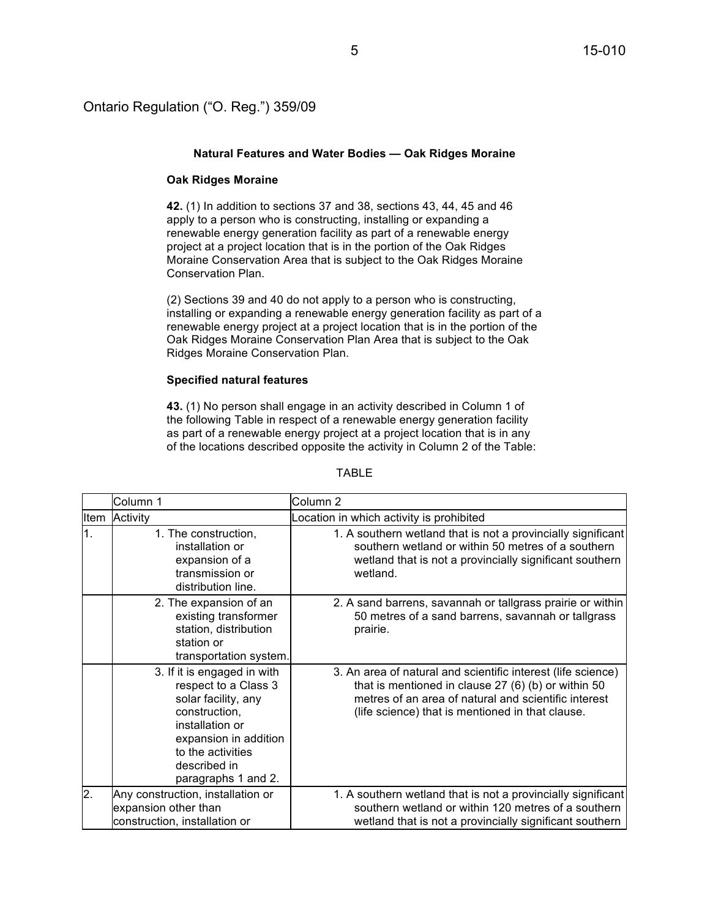Ontario Regulation ("O. Reg.") 359/09

**Natural Features and Water Bodies — Oak Ridges Moraine**

**Oak Ridges Moraine**

**42.** (1) In addition to sections 37 and 38, sections 43, 44, 45 and 46 apply to a person who is constructing, installing or expanding a renewable energy generation facility as part of a renewable energy project at a project location that is in the portion of the Oak Ridges Moraine Conservation Area that is subject to the Oak Ridges Moraine Conservation Plan.

(2) Sections 39 and 40 do not apply to a person who is constructing, installing or expanding a renewable energy generation facility as part of a renewable energy project at a project location that is in the portion of the Oak Ridges Moraine Conservation Plan Area that is subject to the Oak Ridges Moraine Conservation Plan.

**Specified natural features**

**43.** (1) No person shall engage in an activity described in Column 1 of the following Table in respect of a renewable energy generation facility as part of a renewable energy project at a project location that is in any of the locations described opposite the activity in Column 2 of the Table:

TABLE

| | Column 1 | Column 2 |
|---|---|---|
| Item | Activity | Location in which activity is prohibited |
| 1. | 1. The construction, installation or expansion of a transmission or distribution line. | 1. A southern wetland that is not a provincially significant southern wetland or within 50 metres of a southern wetland that is not a provincially significant southern wetland. |
| | 2. The expansion of an existing transformer station, distribution station or transportation system. | 2. A sand barrens, savannah or tallgrass prairie or within 50 metres of a sand barrens, savannah or tallgrass prairie. |
| | 3. If it is engaged in with respect to a Class 3 solar facility, any construction, installation or expansion in addition to the activities described in paragraphs 1 and 2. | 3. An area of natural and scientific interest (life science) that is mentioned in clause 27 (6) (b) or within 50 metres of an area of natural and scientific interest (life science) that is mentioned in that clause. |
| 2. | Any construction, installation or expansion other than construction, installation or | 1. A southern wetland that is not a provincially significant southern wetland or within 120 metres of a southern wetland that is not a provincially significant southern |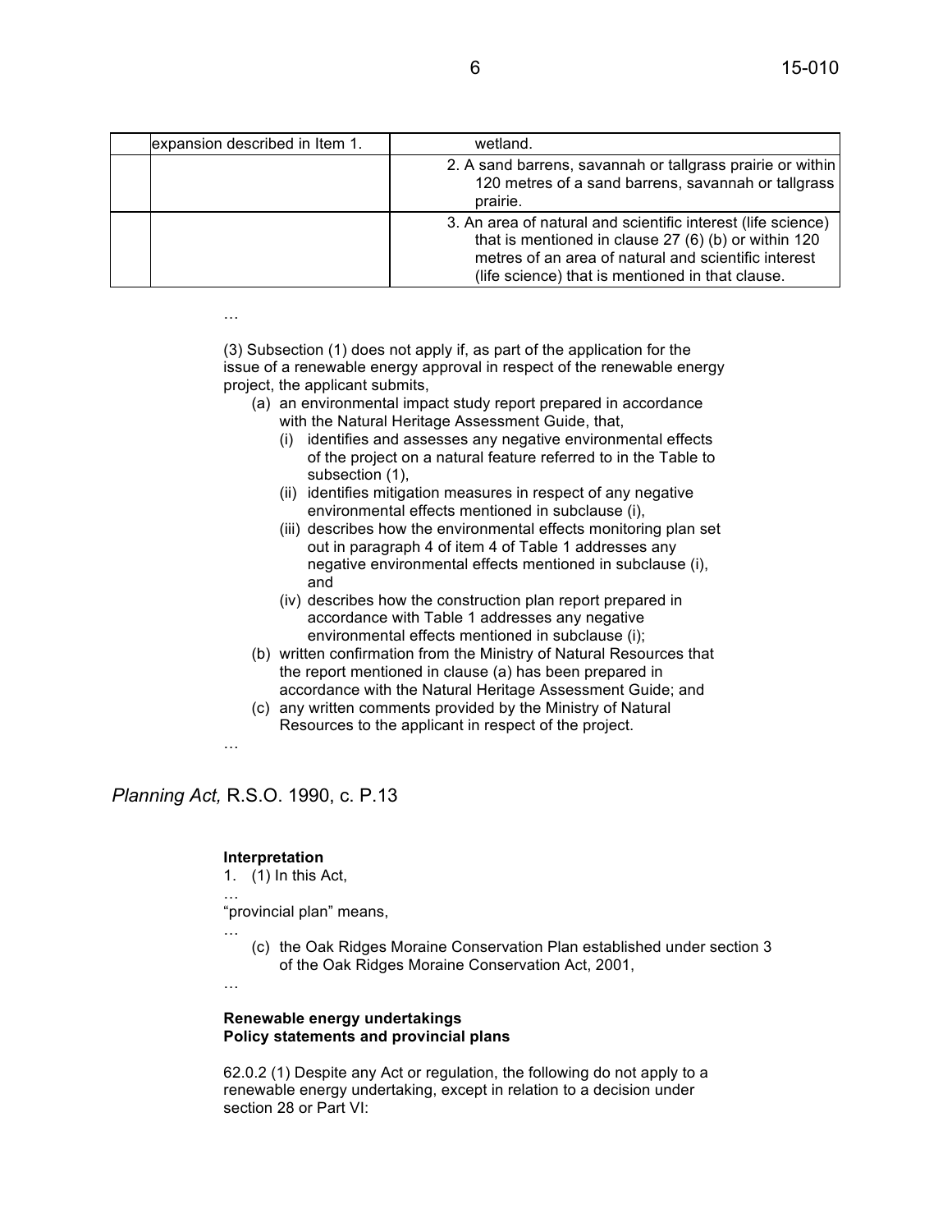| | | |
|---|---|---|
| | expansion described in Item 1. | wetland. |
| | | 2. A sand barrens, savannah or tallgrass prairie or within 120 metres of a sand barrens, savannah or tallgrass prairie. |
| | | 3. An area of natural and scientific interest (life science) that is mentioned in clause 27 (6) (b) or within 120 metres of an area of natural and scientific interest (life science) that is mentioned in that clause. |

…

(3) Subsection (1) does not apply if, as part of the application for the issue of a renewable energy approval in respect of the renewable energy project, the applicant submits,

- (a) an environmental impact study report prepared in accordance with the Natural Heritage Assessment Guide, that,
  - (i) identifies and assesses any negative environmental effects of the project on a natural feature referred to in the Table to subsection (1),
  - (ii) identifies mitigation measures in respect of any negative environmental effects mentioned in subclause (i),
  - (iii) describes how the environmental effects monitoring plan set out in paragraph 4 of item 4 of Table 1 addresses any negative environmental effects mentioned in subclause (i), and
  - (iv) describes how the construction plan report prepared in accordance with Table 1 addresses any negative environmental effects mentioned in subclause (i);
- (b) written confirmation from the Ministry of Natural Resources that the report mentioned in clause (a) has been prepared in accordance with the Natural Heritage Assessment Guide; and
- (c) any written comments provided by the Ministry of Natural Resources to the applicant in respect of the project.

…

## *Planning Act,* R.S.O. 1990, c. P.13

**Interpretation**

1. (1) In this Act,

…

"provincial plan" means,

…

- (c) the Oak Ridges Moraine Conservation Plan established under section 3 of the Oak Ridges Moraine Conservation Act, 2001,

…

**Renewable energy undertakings**
**Policy statements and provincial plans**

62.0.2 (1) Despite any Act or regulation, the following do not apply to a renewable energy undertaking, except in relation to a decision under section 28 or Part VI: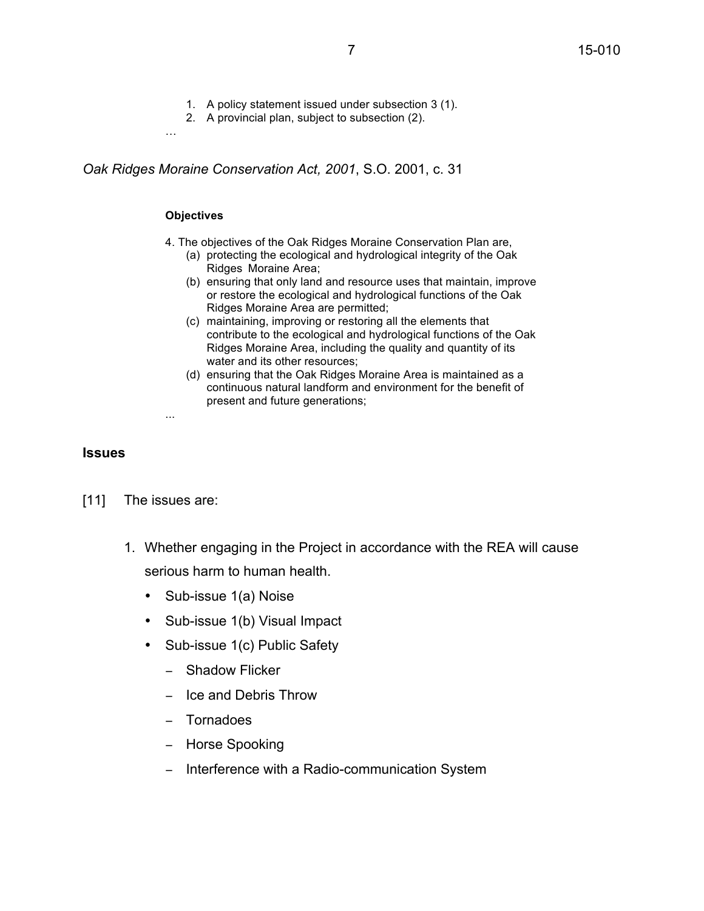1. A policy statement issued under subsection 3 (1).
2. A provincial plan, subject to subsection (2).

…

*Oak Ridges Moraine Conservation Act, 2001*, S.O. 2001, c. 31

**Objectives**

4. The objectives of the Oak Ridges Moraine Conservation Plan are,
   (a) protecting the ecological and hydrological integrity of the Oak Ridges Moraine Area;
   (b) ensuring that only land and resource uses that maintain, improve or restore the ecological and hydrological functions of the Oak Ridges Moraine Area are permitted;
   (c) maintaining, improving or restoring all the elements that contribute to the ecological and hydrological functions of the Oak Ridges Moraine Area, including the quality and quantity of its water and its other resources;
   (d) ensuring that the Oak Ridges Moraine Area is maintained as a continuous natural landform and environment for the benefit of present and future generations;

...

## Issues

[11] The issues are:

1. Whether engaging in the Project in accordance with the REA will cause serious harm to human health.
   - Sub-issue 1(a) Noise
   - Sub-issue 1(b) Visual Impact
   - Sub-issue 1(c) Public Safety
     - Shadow Flicker
     - Ice and Debris Throw
     - Tornadoes
     - Horse Spooking
     - Interference with a Radio-communication System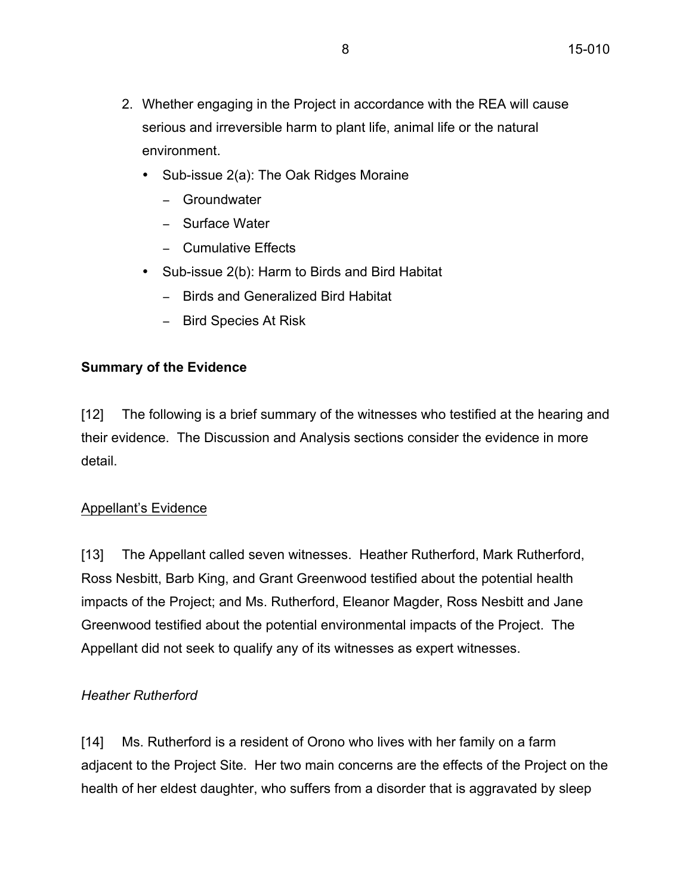2. Whether engaging in the Project in accordance with the REA will cause serious and irreversible harm to plant life, animal life or the natural environment.
   - Sub-issue 2(a): The Oak Ridges Moraine
     - Groundwater
     - Surface Water
     - Cumulative Effects
   - Sub-issue 2(b): Harm to Birds and Bird Habitat
     - Birds and Generalized Bird Habitat
     - Bird Species At Risk

**Summary of the Evidence**

[12] The following is a brief summary of the witnesses who testified at the hearing and their evidence. The Discussion and Analysis sections consider the evidence in more detail.

<u>Appellant's Evidence</u>

[13] The Appellant called seven witnesses. Heather Rutherford, Mark Rutherford, Ross Nesbitt, Barb King, and Grant Greenwood testified about the potential health impacts of the Project; and Ms. Rutherford, Eleanor Magder, Ross Nesbitt and Jane Greenwood testified about the potential environmental impacts of the Project. The Appellant did not seek to qualify any of its witnesses as expert witnesses.

*Heather Rutherford*

[14] Ms. Rutherford is a resident of Orono who lives with her family on a farm adjacent to the Project Site. Her two main concerns are the effects of the Project on the health of her eldest daughter, who suffers from a disorder that is aggravated by sleep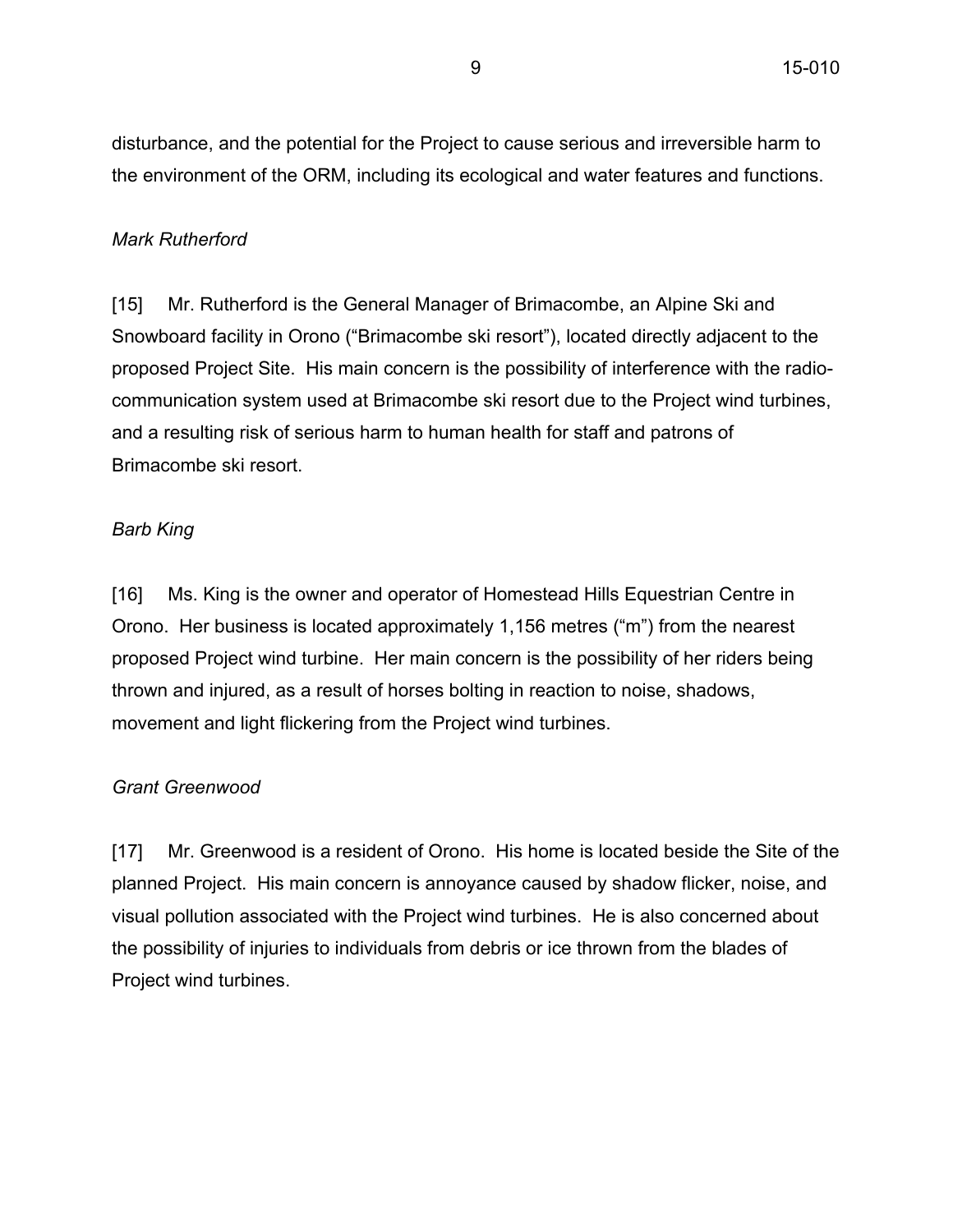disturbance, and the potential for the Project to cause serious and irreversible harm to the environment of the ORM, including its ecological and water features and functions.

*Mark Rutherford*

[15] Mr. Rutherford is the General Manager of Brimacombe, an Alpine Ski and Snowboard facility in Orono ("Brimacombe ski resort"), located directly adjacent to the proposed Project Site. His main concern is the possibility of interference with the radio-communication system used at Brimacombe ski resort due to the Project wind turbines, and a resulting risk of serious harm to human health for staff and patrons of Brimacombe ski resort.

*Barb King*

[16] Ms. King is the owner and operator of Homestead Hills Equestrian Centre in Orono. Her business is located approximately 1,156 metres ("m") from the nearest proposed Project wind turbine. Her main concern is the possibility of her riders being thrown and injured, as a result of horses bolting in reaction to noise, shadows, movement and light flickering from the Project wind turbines.

*Grant Greenwood*

[17] Mr. Greenwood is a resident of Orono. His home is located beside the Site of the planned Project. His main concern is annoyance caused by shadow flicker, noise, and visual pollution associated with the Project wind turbines. He is also concerned about the possibility of injuries to individuals from debris or ice thrown from the blades of Project wind turbines.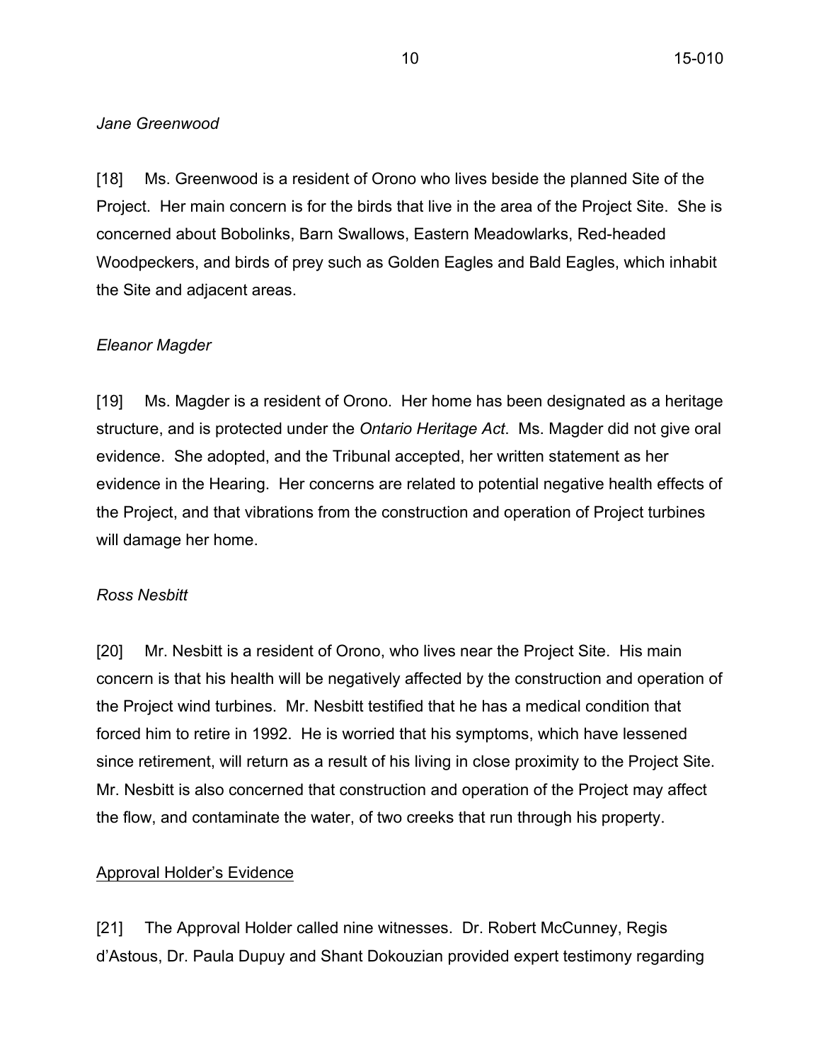*Jane Greenwood*

[18] Ms. Greenwood is a resident of Orono who lives beside the planned Site of the Project. Her main concern is for the birds that live in the area of the Project Site. She is concerned about Bobolinks, Barn Swallows, Eastern Meadowlarks, Red-headed Woodpeckers, and birds of prey such as Golden Eagles and Bald Eagles, which inhabit the Site and adjacent areas.

*Eleanor Magder*

[19] Ms. Magder is a resident of Orono. Her home has been designated as a heritage structure, and is protected under the *Ontario Heritage Act*. Ms. Magder did not give oral evidence. She adopted, and the Tribunal accepted, her written statement as her evidence in the Hearing. Her concerns are related to potential negative health effects of the Project, and that vibrations from the construction and operation of Project turbines will damage her home.

*Ross Nesbitt*

[20] Mr. Nesbitt is a resident of Orono, who lives near the Project Site. His main concern is that his health will be negatively affected by the construction and operation of the Project wind turbines. Mr. Nesbitt testified that he has a medical condition that forced him to retire in 1992. He is worried that his symptoms, which have lessened since retirement, will return as a result of his living in close proximity to the Project Site. Mr. Nesbitt is also concerned that construction and operation of the Project may affect the flow, and contaminate the water, of two creeks that run through his property.

<u>Approval Holder's Evidence</u>

[21] The Approval Holder called nine witnesses. Dr. Robert McCunney, Regis d'Astous, Dr. Paula Dupuy and Shant Dokouzian provided expert testimony regarding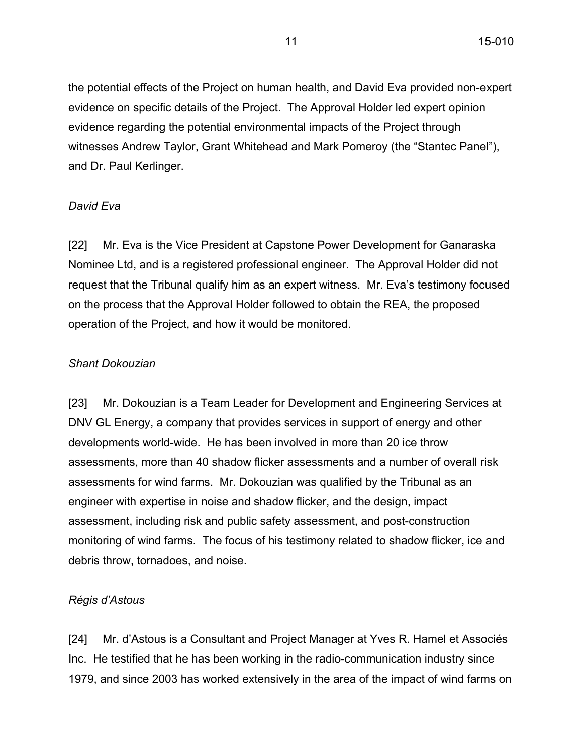the potential effects of the Project on human health, and David Eva provided non-expert evidence on specific details of the Project. The Approval Holder led expert opinion evidence regarding the potential environmental impacts of the Project through witnesses Andrew Taylor, Grant Whitehead and Mark Pomeroy (the "Stantec Panel"), and Dr. Paul Kerlinger.

*David Eva*

[22] Mr. Eva is the Vice President at Capstone Power Development for Ganaraska Nominee Ltd, and is a registered professional engineer. The Approval Holder did not request that the Tribunal qualify him as an expert witness. Mr. Eva's testimony focused on the process that the Approval Holder followed to obtain the REA, the proposed operation of the Project, and how it would be monitored.

*Shant Dokouzian*

[23] Mr. Dokouzian is a Team Leader for Development and Engineering Services at DNV GL Energy, a company that provides services in support of energy and other developments world-wide. He has been involved in more than 20 ice throw assessments, more than 40 shadow flicker assessments and a number of overall risk assessments for wind farms. Mr. Dokouzian was qualified by the Tribunal as an engineer with expertise in noise and shadow flicker, and the design, impact assessment, including risk and public safety assessment, and post-construction monitoring of wind farms. The focus of his testimony related to shadow flicker, ice and debris throw, tornadoes, and noise.

*Régis d'Astous*

[24] Mr. d'Astous is a Consultant and Project Manager at Yves R. Hamel et Associés Inc. He testified that he has been working in the radio-communication industry since 1979, and since 2003 has worked extensively in the area of the impact of wind farms on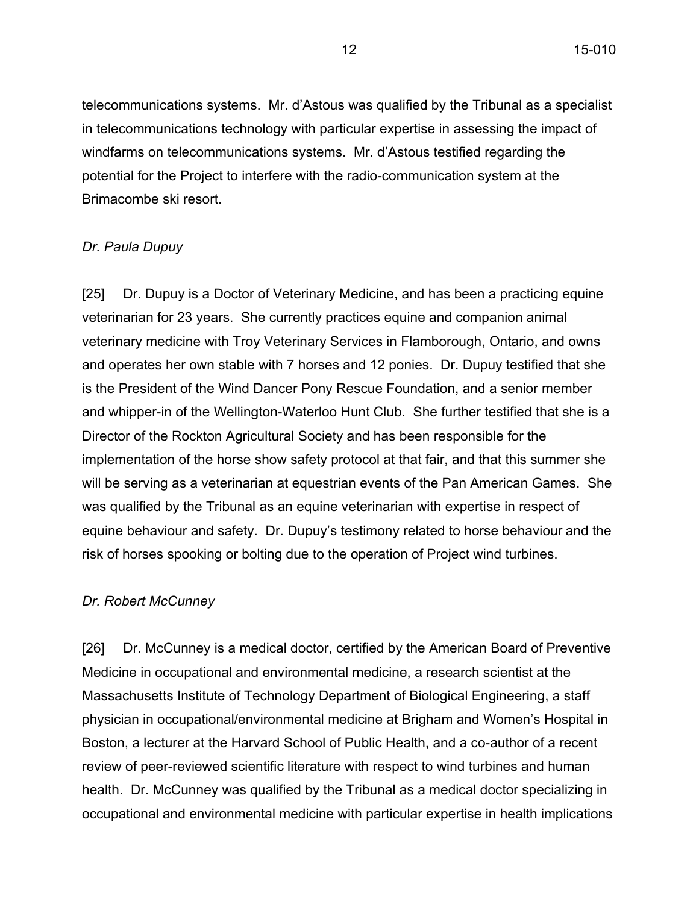telecommunications systems. Mr. d'Astous was qualified by the Tribunal as a specialist in telecommunications technology with particular expertise in assessing the impact of windfarms on telecommunications systems. Mr. d'Astous testified regarding the potential for the Project to interfere with the radio-communication system at the Brimacombe ski resort.

*Dr. Paula Dupuy*

[25] Dr. Dupuy is a Doctor of Veterinary Medicine, and has been a practicing equine veterinarian for 23 years. She currently practices equine and companion animal veterinary medicine with Troy Veterinary Services in Flamborough, Ontario, and owns and operates her own stable with 7 horses and 12 ponies. Dr. Dupuy testified that she is the President of the Wind Dancer Pony Rescue Foundation, and a senior member and whipper-in of the Wellington-Waterloo Hunt Club. She further testified that she is a Director of the Rockton Agricultural Society and has been responsible for the implementation of the horse show safety protocol at that fair, and that this summer she will be serving as a veterinarian at equestrian events of the Pan American Games. She was qualified by the Tribunal as an equine veterinarian with expertise in respect of equine behaviour and safety. Dr. Dupuy's testimony related to horse behaviour and the risk of horses spooking or bolting due to the operation of Project wind turbines.

*Dr. Robert McCunney*

[26] Dr. McCunney is a medical doctor, certified by the American Board of Preventive Medicine in occupational and environmental medicine, a research scientist at the Massachusetts Institute of Technology Department of Biological Engineering, a staff physician in occupational/environmental medicine at Brigham and Women's Hospital in Boston, a lecturer at the Harvard School of Public Health, and a co-author of a recent review of peer-reviewed scientific literature with respect to wind turbines and human health. Dr. McCunney was qualified by the Tribunal as a medical doctor specializing in occupational and environmental medicine with particular expertise in health implications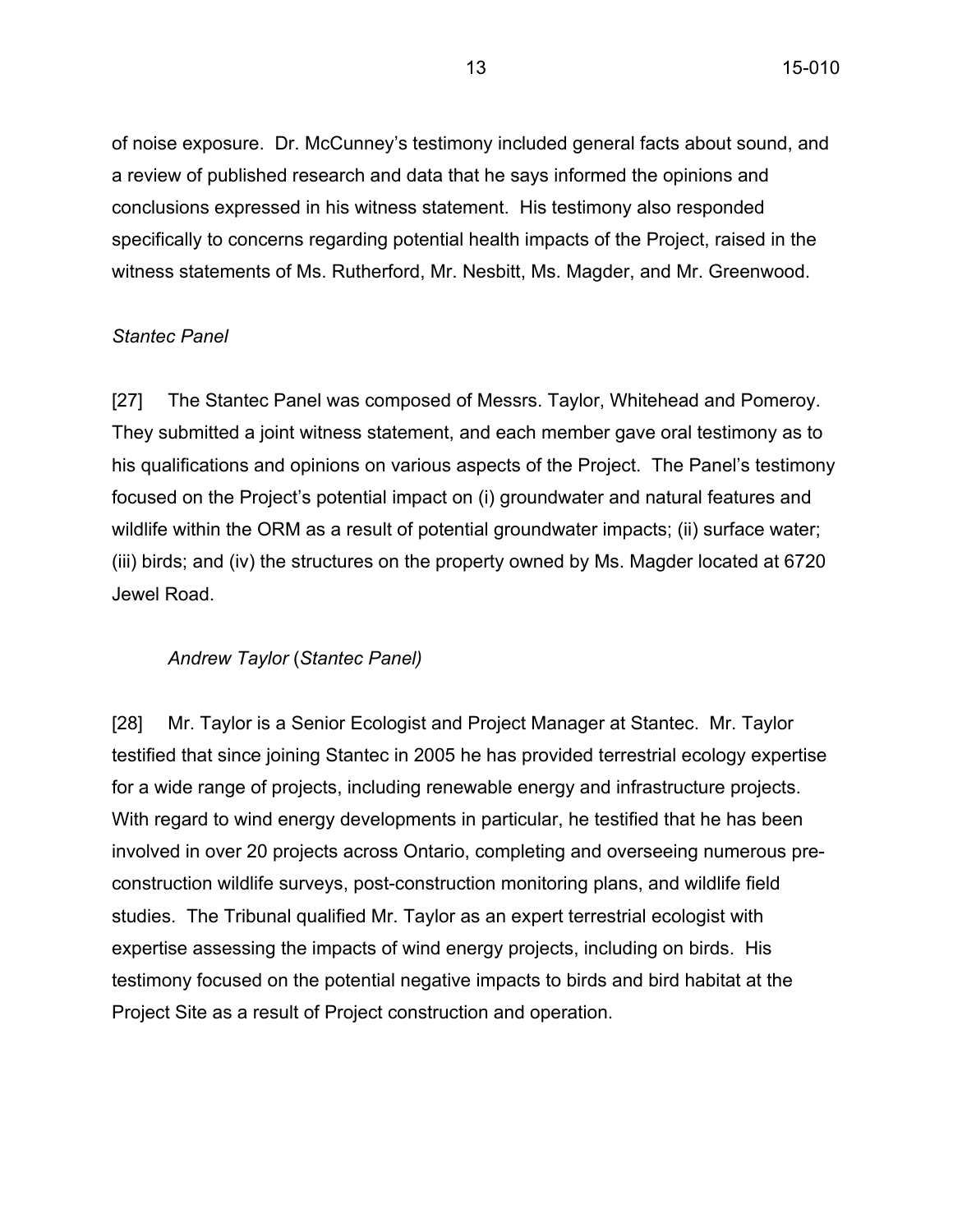of noise exposure. Dr. McCunney's testimony included general facts about sound, and a review of published research and data that he says informed the opinions and conclusions expressed in his witness statement. His testimony also responded specifically to concerns regarding potential health impacts of the Project, raised in the witness statements of Ms. Rutherford, Mr. Nesbitt, Ms. Magder, and Mr. Greenwood.

*Stantec Panel*

[27] The Stantec Panel was composed of Messrs. Taylor, Whitehead and Pomeroy. They submitted a joint witness statement, and each member gave oral testimony as to his qualifications and opinions on various aspects of the Project. The Panel's testimony focused on the Project's potential impact on (i) groundwater and natural features and wildlife within the ORM as a result of potential groundwater impacts; (ii) surface water; (iii) birds; and (iv) the structures on the property owned by Ms. Magder located at 6720 Jewel Road.

*Andrew Taylor* (*Stantec Panel)*

[28] Mr. Taylor is a Senior Ecologist and Project Manager at Stantec. Mr. Taylor testified that since joining Stantec in 2005 he has provided terrestrial ecology expertise for a wide range of projects, including renewable energy and infrastructure projects. With regard to wind energy developments in particular, he testified that he has been involved in over 20 projects across Ontario, completing and overseeing numerous pre-construction wildlife surveys, post-construction monitoring plans, and wildlife field studies. The Tribunal qualified Mr. Taylor as an expert terrestrial ecologist with expertise assessing the impacts of wind energy projects, including on birds. His testimony focused on the potential negative impacts to birds and bird habitat at the Project Site as a result of Project construction and operation.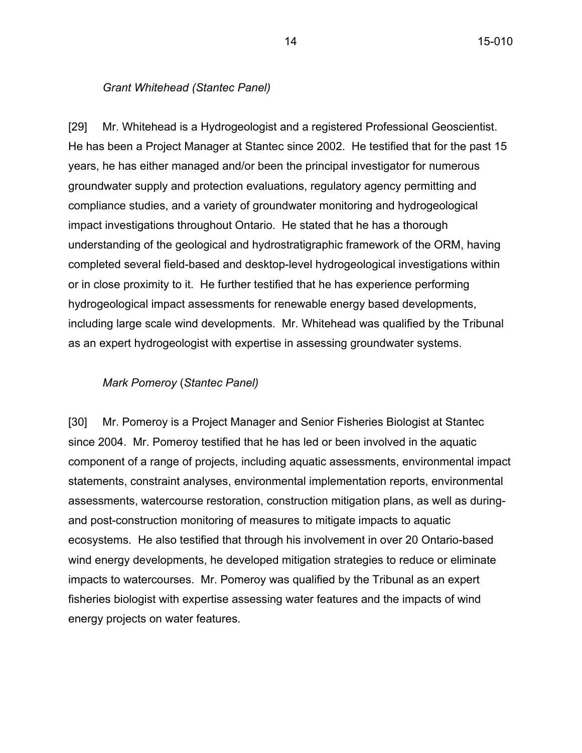*Grant Whitehead (Stantec Panel)*

[29] Mr. Whitehead is a Hydrogeologist and a registered Professional Geoscientist. He has been a Project Manager at Stantec since 2002. He testified that for the past 15 years, he has either managed and/or been the principal investigator for numerous groundwater supply and protection evaluations, regulatory agency permitting and compliance studies, and a variety of groundwater monitoring and hydrogeological impact investigations throughout Ontario. He stated that he has a thorough understanding of the geological and hydrostratigraphic framework of the ORM, having completed several field-based and desktop-level hydrogeological investigations within or in close proximity to it. He further testified that he has experience performing hydrogeological impact assessments for renewable energy based developments, including large scale wind developments. Mr. Whitehead was qualified by the Tribunal as an expert hydrogeologist with expertise in assessing groundwater systems.

*Mark Pomeroy* (*Stantec Panel)*

[30] Mr. Pomeroy is a Project Manager and Senior Fisheries Biologist at Stantec since 2004. Mr. Pomeroy testified that he has led or been involved in the aquatic component of a range of projects, including aquatic assessments, environmental impact statements, constraint analyses, environmental implementation reports, environmental assessments, watercourse restoration, construction mitigation plans, as well as during- and post-construction monitoring of measures to mitigate impacts to aquatic ecosystems. He also testified that through his involvement in over 20 Ontario-based wind energy developments, he developed mitigation strategies to reduce or eliminate impacts to watercourses. Mr. Pomeroy was qualified by the Tribunal as an expert fisheries biologist with expertise assessing water features and the impacts of wind energy projects on water features.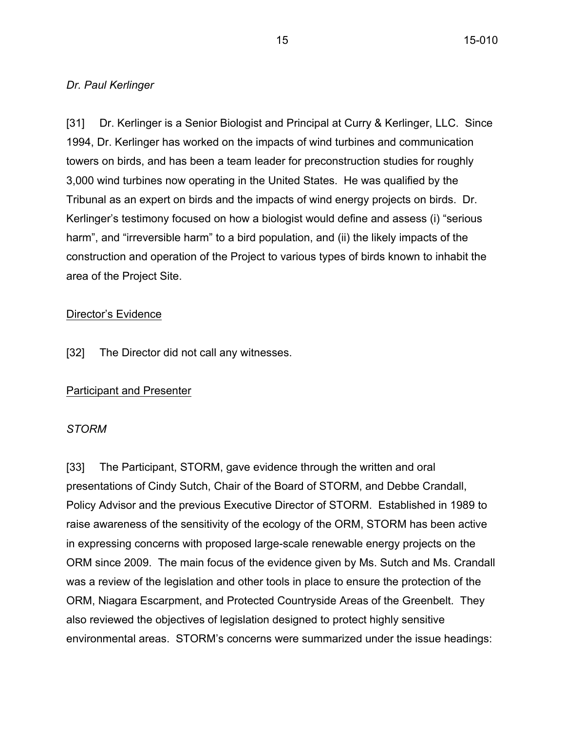*Dr. Paul Kerlinger*

[31] Dr. Kerlinger is a Senior Biologist and Principal at Curry & Kerlinger, LLC. Since 1994, Dr. Kerlinger has worked on the impacts of wind turbines and communication towers on birds, and has been a team leader for preconstruction studies for roughly 3,000 wind turbines now operating in the United States. He was qualified by the Tribunal as an expert on birds and the impacts of wind energy projects on birds. Dr. Kerlinger's testimony focused on how a biologist would define and assess (i) "serious harm", and "irreversible harm" to a bird population, and (ii) the likely impacts of the construction and operation of the Project to various types of birds known to inhabit the area of the Project Site.

<u>Director's Evidence</u>

[32] The Director did not call any witnesses.

<u>Participant and Presenter</u>

*STORM*

[33] The Participant, STORM, gave evidence through the written and oral presentations of Cindy Sutch, Chair of the Board of STORM, and Debbe Crandall, Policy Advisor and the previous Executive Director of STORM. Established in 1989 to raise awareness of the sensitivity of the ecology of the ORM, STORM has been active in expressing concerns with proposed large-scale renewable energy projects on the ORM since 2009. The main focus of the evidence given by Ms. Sutch and Ms. Crandall was a review of the legislation and other tools in place to ensure the protection of the ORM, Niagara Escarpment, and Protected Countryside Areas of the Greenbelt. They also reviewed the objectives of legislation designed to protect highly sensitive environmental areas. STORM's concerns were summarized under the issue headings: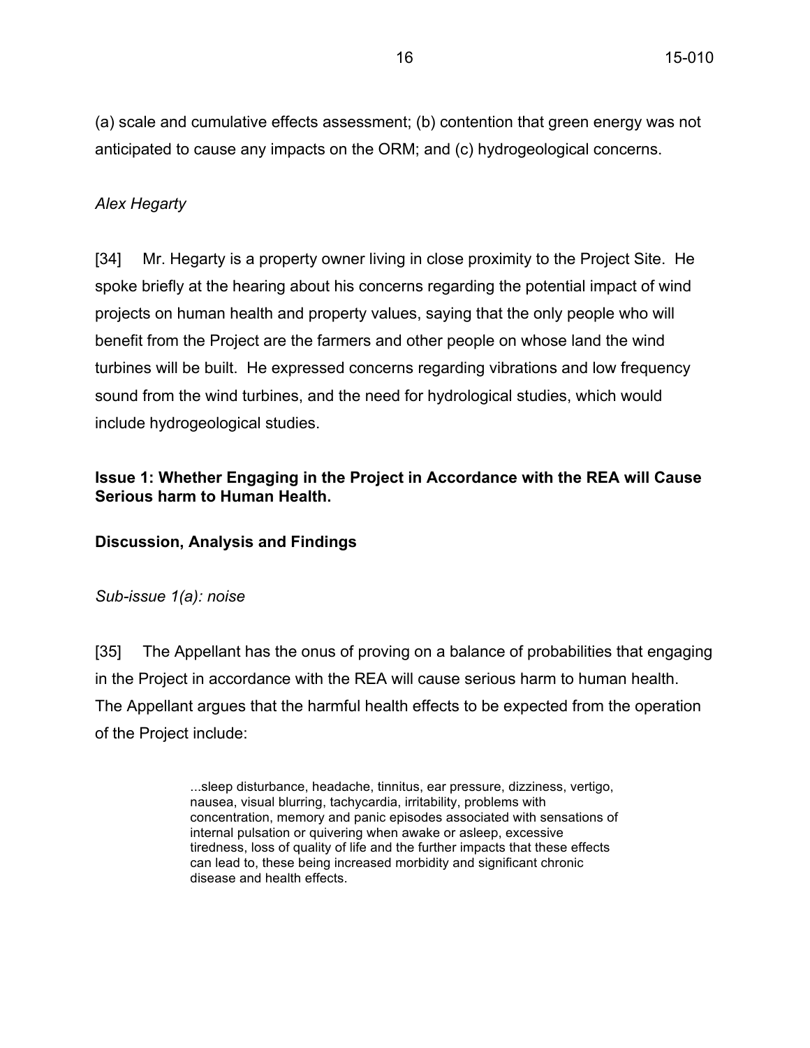(a) scale and cumulative effects assessment; (b) contention that green energy was not anticipated to cause any impacts on the ORM; and (c) hydrogeological concerns.

*Alex Hegarty*

[34] Mr. Hegarty is a property owner living in close proximity to the Project Site. He spoke briefly at the hearing about his concerns regarding the potential impact of wind projects on human health and property values, saying that the only people who will benefit from the Project are the farmers and other people on whose land the wind turbines will be built. He expressed concerns regarding vibrations and low frequency sound from the wind turbines, and the need for hydrological studies, which would include hydrogeological studies.

**Issue 1: Whether Engaging in the Project in Accordance with the REA will Cause Serious harm to Human Health.**

**Discussion, Analysis and Findings**

*Sub-issue 1(a): noise*

[35] The Appellant has the onus of proving on a balance of probabilities that engaging in the Project in accordance with the REA will cause serious harm to human health. The Appellant argues that the harmful health effects to be expected from the operation of the Project include:

> ...sleep disturbance, headache, tinnitus, ear pressure, dizziness, vertigo, nausea, visual blurring, tachycardia, irritability, problems with concentration, memory and panic episodes associated with sensations of internal pulsation or quivering when awake or asleep, excessive tiredness, loss of quality of life and the further impacts that these effects can lead to, these being increased morbidity and significant chronic disease and health effects.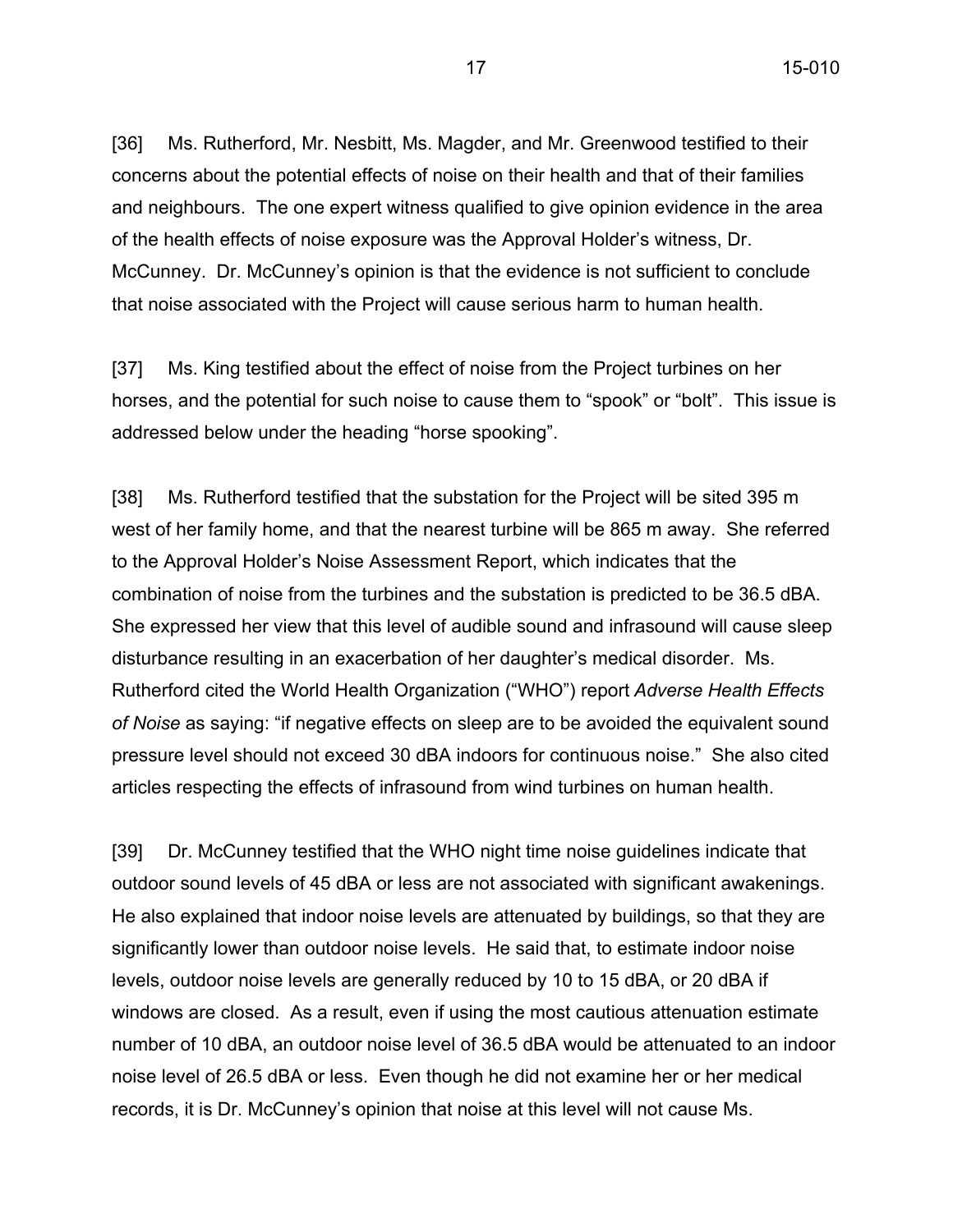[36] Ms. Rutherford, Mr. Nesbitt, Ms. Magder, and Mr. Greenwood testified to their concerns about the potential effects of noise on their health and that of their families and neighbours. The one expert witness qualified to give opinion evidence in the area of the health effects of noise exposure was the Approval Holder's witness, Dr. McCunney. Dr. McCunney's opinion is that the evidence is not sufficient to conclude that noise associated with the Project will cause serious harm to human health.

[37] Ms. King testified about the effect of noise from the Project turbines on her horses, and the potential for such noise to cause them to "spook" or "bolt". This issue is addressed below under the heading "horse spooking".

[38] Ms. Rutherford testified that the substation for the Project will be sited 395 m west of her family home, and that the nearest turbine will be 865 m away. She referred to the Approval Holder's Noise Assessment Report, which indicates that the combination of noise from the turbines and the substation is predicted to be 36.5 dBA. She expressed her view that this level of audible sound and infrasound will cause sleep disturbance resulting in an exacerbation of her daughter's medical disorder. Ms. Rutherford cited the World Health Organization ("WHO") report *Adverse Health Effects of Noise* as saying: "if negative effects on sleep are to be avoided the equivalent sound pressure level should not exceed 30 dBA indoors for continuous noise." She also cited articles respecting the effects of infrasound from wind turbines on human health.

[39] Dr. McCunney testified that the WHO night time noise guidelines indicate that outdoor sound levels of 45 dBA or less are not associated with significant awakenings. He also explained that indoor noise levels are attenuated by buildings, so that they are significantly lower than outdoor noise levels. He said that, to estimate indoor noise levels, outdoor noise levels are generally reduced by 10 to 15 dBA, or 20 dBA if windows are closed. As a result, even if using the most cautious attenuation estimate number of 10 dBA, an outdoor noise level of 36.5 dBA would be attenuated to an indoor noise level of 26.5 dBA or less. Even though he did not examine her or her medical records, it is Dr. McCunney's opinion that noise at this level will not cause Ms.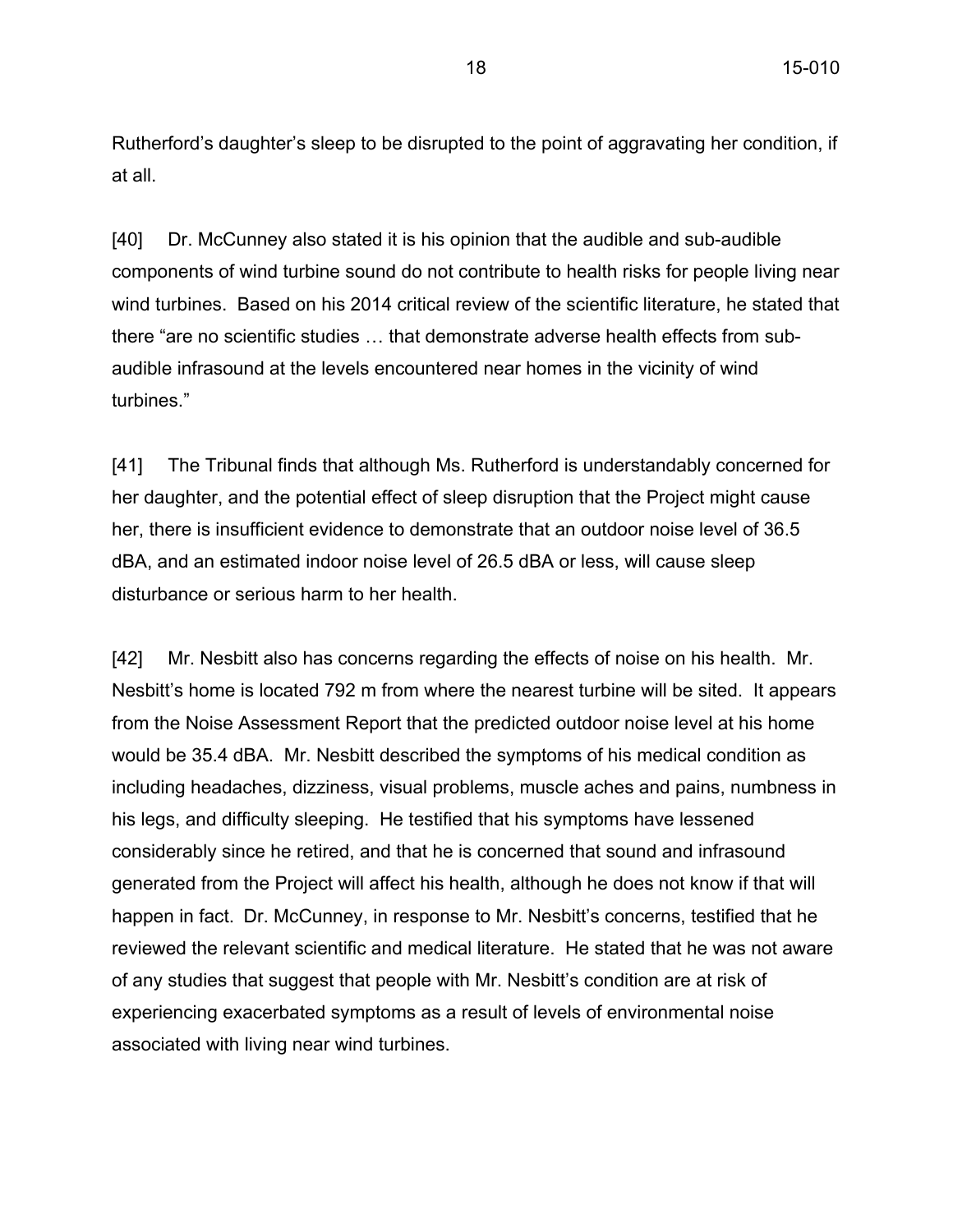Rutherford's daughter's sleep to be disrupted to the point of aggravating her condition, if at all.

[40] Dr. McCunney also stated it is his opinion that the audible and sub-audible components of wind turbine sound do not contribute to health risks for people living near wind turbines. Based on his 2014 critical review of the scientific literature, he stated that there "are no scientific studies … that demonstrate adverse health effects from sub-audible infrasound at the levels encountered near homes in the vicinity of wind turbines."

[41] The Tribunal finds that although Ms. Rutherford is understandably concerned for her daughter, and the potential effect of sleep disruption that the Project might cause her, there is insufficient evidence to demonstrate that an outdoor noise level of 36.5 dBA, and an estimated indoor noise level of 26.5 dBA or less, will cause sleep disturbance or serious harm to her health.

[42] Mr. Nesbitt also has concerns regarding the effects of noise on his health. Mr. Nesbitt's home is located 792 m from where the nearest turbine will be sited. It appears from the Noise Assessment Report that the predicted outdoor noise level at his home would be 35.4 dBA. Mr. Nesbitt described the symptoms of his medical condition as including headaches, dizziness, visual problems, muscle aches and pains, numbness in his legs, and difficulty sleeping. He testified that his symptoms have lessened considerably since he retired, and that he is concerned that sound and infrasound generated from the Project will affect his health, although he does not know if that will happen in fact. Dr. McCunney, in response to Mr. Nesbitt's concerns, testified that he reviewed the relevant scientific and medical literature. He stated that he was not aware of any studies that suggest that people with Mr. Nesbitt's condition are at risk of experiencing exacerbated symptoms as a result of levels of environmental noise associated with living near wind turbines.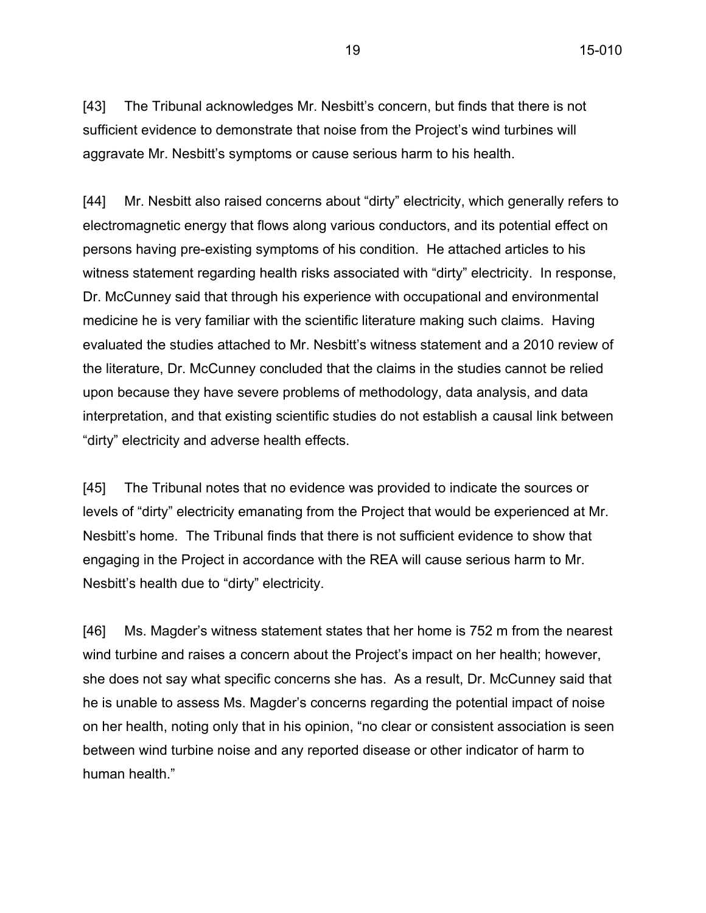[43] The Tribunal acknowledges Mr. Nesbitt's concern, but finds that there is not sufficient evidence to demonstrate that noise from the Project's wind turbines will aggravate Mr. Nesbitt's symptoms or cause serious harm to his health.

[44] Mr. Nesbitt also raised concerns about "dirty" electricity, which generally refers to electromagnetic energy that flows along various conductors, and its potential effect on persons having pre-existing symptoms of his condition. He attached articles to his witness statement regarding health risks associated with "dirty" electricity. In response, Dr. McCunney said that through his experience with occupational and environmental medicine he is very familiar with the scientific literature making such claims. Having evaluated the studies attached to Mr. Nesbitt's witness statement and a 2010 review of the literature, Dr. McCunney concluded that the claims in the studies cannot be relied upon because they have severe problems of methodology, data analysis, and data interpretation, and that existing scientific studies do not establish a causal link between "dirty" electricity and adverse health effects.

[45] The Tribunal notes that no evidence was provided to indicate the sources or levels of "dirty" electricity emanating from the Project that would be experienced at Mr. Nesbitt's home. The Tribunal finds that there is not sufficient evidence to show that engaging in the Project in accordance with the REA will cause serious harm to Mr. Nesbitt's health due to "dirty" electricity.

[46] Ms. Magder's witness statement states that her home is 752 m from the nearest wind turbine and raises a concern about the Project's impact on her health; however, she does not say what specific concerns she has. As a result, Dr. McCunney said that he is unable to assess Ms. Magder's concerns regarding the potential impact of noise on her health, noting only that in his opinion, "no clear or consistent association is seen between wind turbine noise and any reported disease or other indicator of harm to human health."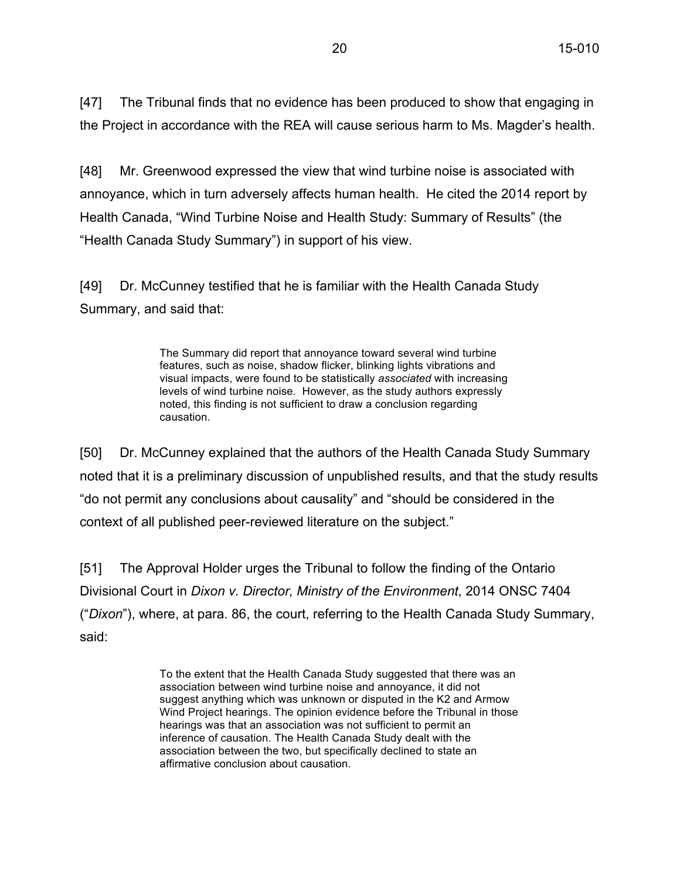[47] The Tribunal finds that no evidence has been produced to show that engaging in the Project in accordance with the REA will cause serious harm to Ms. Magder's health.

[48] Mr. Greenwood expressed the view that wind turbine noise is associated with annoyance, which in turn adversely affects human health. He cited the 2014 report by Health Canada, "Wind Turbine Noise and Health Study: Summary of Results" (the "Health Canada Study Summary") in support of his view.

[49] Dr. McCunney testified that he is familiar with the Health Canada Study Summary, and said that:

> The Summary did report that annoyance toward several wind turbine features, such as noise, shadow flicker, blinking lights vibrations and visual impacts, were found to be statistically *associated* with increasing levels of wind turbine noise. However, as the study authors expressly noted, this finding is not sufficient to draw a conclusion regarding causation.

[50] Dr. McCunney explained that the authors of the Health Canada Study Summary noted that it is a preliminary discussion of unpublished results, and that the study results "do not permit any conclusions about causality" and "should be considered in the context of all published peer-reviewed literature on the subject."

[51] The Approval Holder urges the Tribunal to follow the finding of the Ontario Divisional Court in *Dixon v. Director, Ministry of the Environment*, 2014 ONSC 7404 ("*Dixon*"), where, at para. 86, the court, referring to the Health Canada Study Summary, said:

> To the extent that the Health Canada Study suggested that there was an association between wind turbine noise and annoyance, it did not suggest anything which was unknown or disputed in the K2 and Armow Wind Project hearings. The opinion evidence before the Tribunal in those hearings was that an association was not sufficient to permit an inference of causation. The Health Canada Study dealt with the association between the two, but specifically declined to state an affirmative conclusion about causation.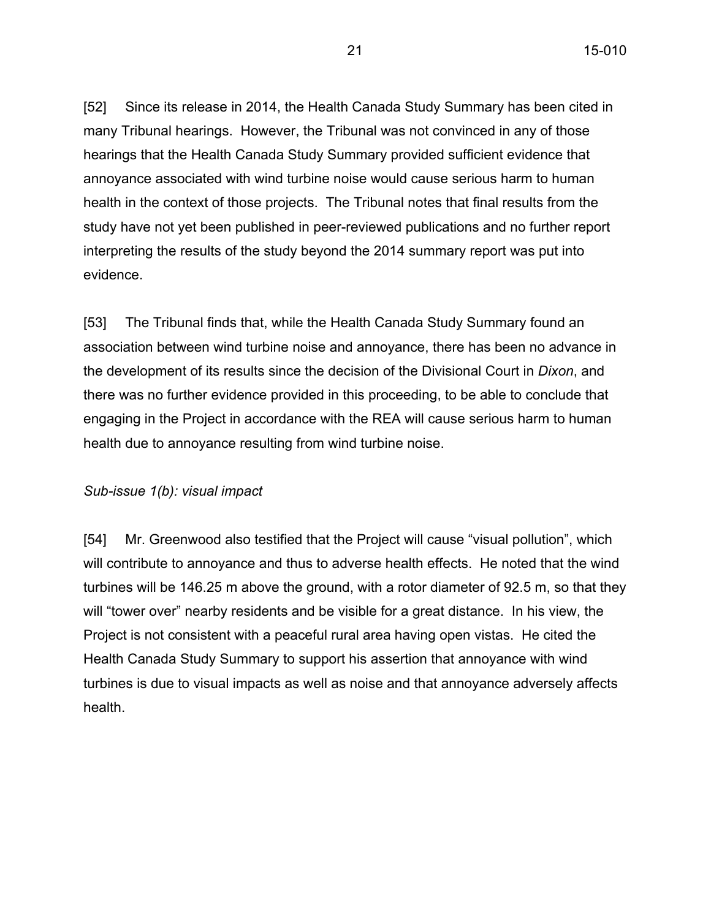[52] Since its release in 2014, the Health Canada Study Summary has been cited in many Tribunal hearings. However, the Tribunal was not convinced in any of those hearings that the Health Canada Study Summary provided sufficient evidence that annoyance associated with wind turbine noise would cause serious harm to human health in the context of those projects. The Tribunal notes that final results from the study have not yet been published in peer-reviewed publications and no further report interpreting the results of the study beyond the 2014 summary report was put into evidence.

[53] The Tribunal finds that, while the Health Canada Study Summary found an association between wind turbine noise and annoyance, there has been no advance in the development of its results since the decision of the Divisional Court in *Dixon*, and there was no further evidence provided in this proceeding, to be able to conclude that engaging in the Project in accordance with the REA will cause serious harm to human health due to annoyance resulting from wind turbine noise.

*Sub-issue 1(b): visual impact*

[54] Mr. Greenwood also testified that the Project will cause "visual pollution", which will contribute to annoyance and thus to adverse health effects. He noted that the wind turbines will be 146.25 m above the ground, with a rotor diameter of 92.5 m, so that they will "tower over" nearby residents and be visible for a great distance. In his view, the Project is not consistent with a peaceful rural area having open vistas. He cited the Health Canada Study Summary to support his assertion that annoyance with wind turbines is due to visual impacts as well as noise and that annoyance adversely affects health.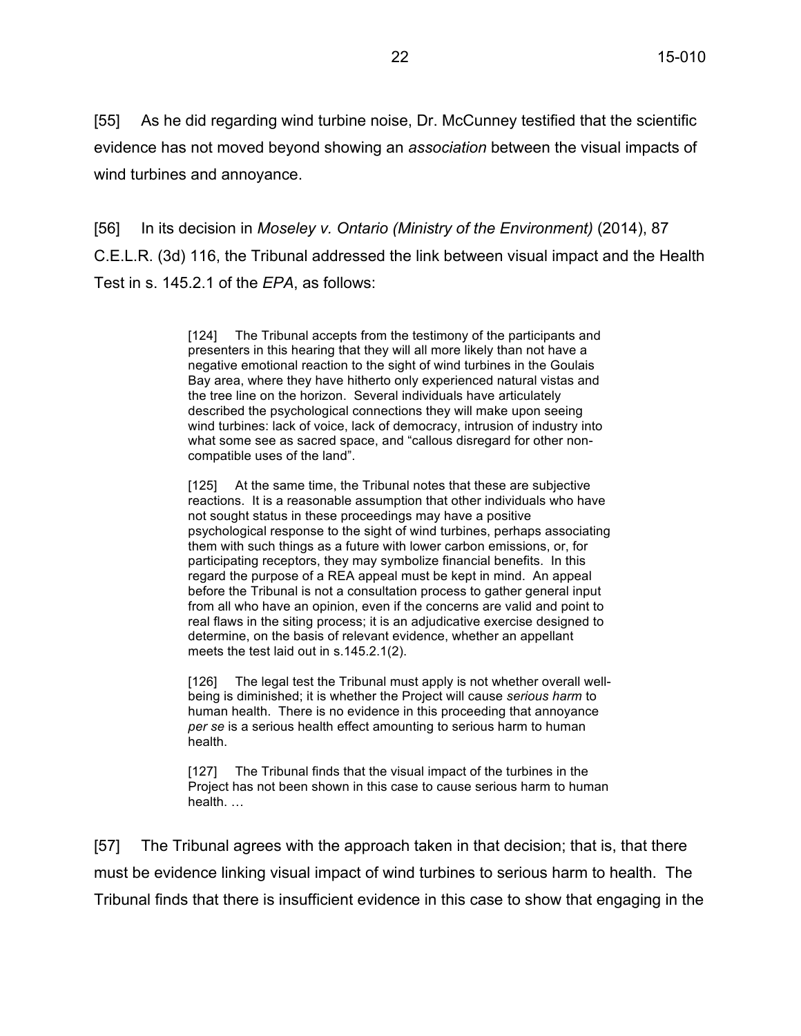[55] As he did regarding wind turbine noise, Dr. McCunney testified that the scientific evidence has not moved beyond showing an *association* between the visual impacts of wind turbines and annoyance.

[56] In its decision in *Moseley v. Ontario (Ministry of the Environment)* (2014), 87 C.E.L.R. (3d) 116, the Tribunal addressed the link between visual impact and the Health Test in s. 145.2.1 of the *EPA*, as follows:

> [124] The Tribunal accepts from the testimony of the participants and presenters in this hearing that they will all more likely than not have a negative emotional reaction to the sight of wind turbines in the Goulais Bay area, where they have hitherto only experienced natural vistas and the tree line on the horizon. Several individuals have articulately described the psychological connections they will make upon seeing wind turbines: lack of voice, lack of democracy, intrusion of industry into what some see as sacred space, and "callous disregard for other non-compatible uses of the land".
>
> [125] At the same time, the Tribunal notes that these are subjective reactions. It is a reasonable assumption that other individuals who have not sought status in these proceedings may have a positive psychological response to the sight of wind turbines, perhaps associating them with such things as a future with lower carbon emissions, or, for participating receptors, they may symbolize financial benefits. In this regard the purpose of a REA appeal must be kept in mind. An appeal before the Tribunal is not a consultation process to gather general input from all who have an opinion, even if the concerns are valid and point to real flaws in the siting process; it is an adjudicative exercise designed to determine, on the basis of relevant evidence, whether an appellant meets the test laid out in s.145.2.1(2).
>
> [126] The legal test the Tribunal must apply is not whether overall well-being is diminished; it is whether the Project will cause *serious harm* to human health. There is no evidence in this proceeding that annoyance *per se* is a serious health effect amounting to serious harm to human health.
>
> [127] The Tribunal finds that the visual impact of the turbines in the Project has not been shown in this case to cause serious harm to human health. …

[57] The Tribunal agrees with the approach taken in that decision; that is, that there must be evidence linking visual impact of wind turbines to serious harm to health. The Tribunal finds that there is insufficient evidence in this case to show that engaging in the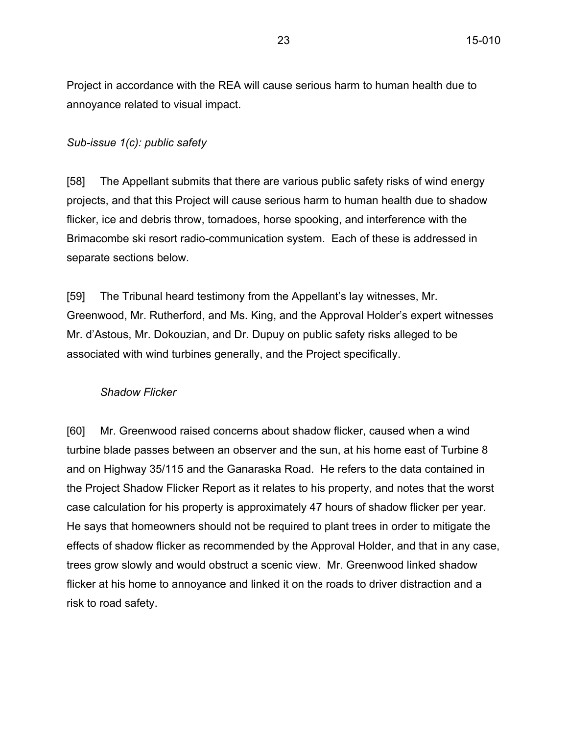Project in accordance with the REA will cause serious harm to human health due to annoyance related to visual impact.

*Sub-issue 1(c): public safety*

[58] The Appellant submits that there are various public safety risks of wind energy projects, and that this Project will cause serious harm to human health due to shadow flicker, ice and debris throw, tornadoes, horse spooking, and interference with the Brimacombe ski resort radio-communication system. Each of these is addressed in separate sections below.

[59] The Tribunal heard testimony from the Appellant's lay witnesses, Mr. Greenwood, Mr. Rutherford, and Ms. King, and the Approval Holder's expert witnesses Mr. d'Astous, Mr. Dokouzian, and Dr. Dupuy on public safety risks alleged to be associated with wind turbines generally, and the Project specifically.

*Shadow Flicker*

[60] Mr. Greenwood raised concerns about shadow flicker, caused when a wind turbine blade passes between an observer and the sun, at his home east of Turbine 8 and on Highway 35/115 and the Ganaraska Road. He refers to the data contained in the Project Shadow Flicker Report as it relates to his property, and notes that the worst case calculation for his property is approximately 47 hours of shadow flicker per year. He says that homeowners should not be required to plant trees in order to mitigate the effects of shadow flicker as recommended by the Approval Holder, and that in any case, trees grow slowly and would obstruct a scenic view. Mr. Greenwood linked shadow flicker at his home to annoyance and linked it on the roads to driver distraction and a risk to road safety.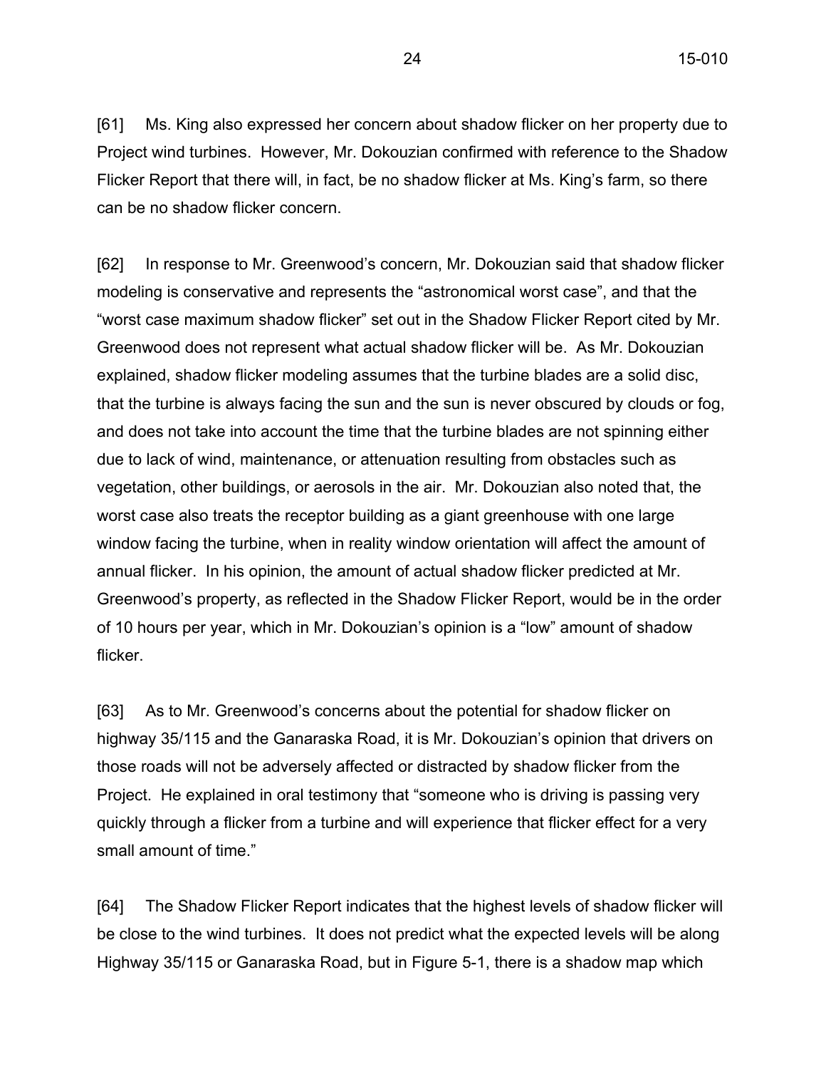[61] Ms. King also expressed her concern about shadow flicker on her property due to Project wind turbines. However, Mr. Dokouzian confirmed with reference to the Shadow Flicker Report that there will, in fact, be no shadow flicker at Ms. King's farm, so there can be no shadow flicker concern.

[62] In response to Mr. Greenwood's concern, Mr. Dokouzian said that shadow flicker modeling is conservative and represents the "astronomical worst case", and that the "worst case maximum shadow flicker" set out in the Shadow Flicker Report cited by Mr. Greenwood does not represent what actual shadow flicker will be. As Mr. Dokouzian explained, shadow flicker modeling assumes that the turbine blades are a solid disc, that the turbine is always facing the sun and the sun is never obscured by clouds or fog, and does not take into account the time that the turbine blades are not spinning either due to lack of wind, maintenance, or attenuation resulting from obstacles such as vegetation, other buildings, or aerosols in the air. Mr. Dokouzian also noted that, the worst case also treats the receptor building as a giant greenhouse with one large window facing the turbine, when in reality window orientation will affect the amount of annual flicker. In his opinion, the amount of actual shadow flicker predicted at Mr. Greenwood's property, as reflected in the Shadow Flicker Report, would be in the order of 10 hours per year, which in Mr. Dokouzian's opinion is a "low" amount of shadow flicker.

[63] As to Mr. Greenwood's concerns about the potential for shadow flicker on highway 35/115 and the Ganaraska Road, it is Mr. Dokouzian's opinion that drivers on those roads will not be adversely affected or distracted by shadow flicker from the Project. He explained in oral testimony that "someone who is driving is passing very quickly through a flicker from a turbine and will experience that flicker effect for a very small amount of time."

[64] The Shadow Flicker Report indicates that the highest levels of shadow flicker will be close to the wind turbines. It does not predict what the expected levels will be along Highway 35/115 or Ganaraska Road, but in Figure 5-1, there is a shadow map which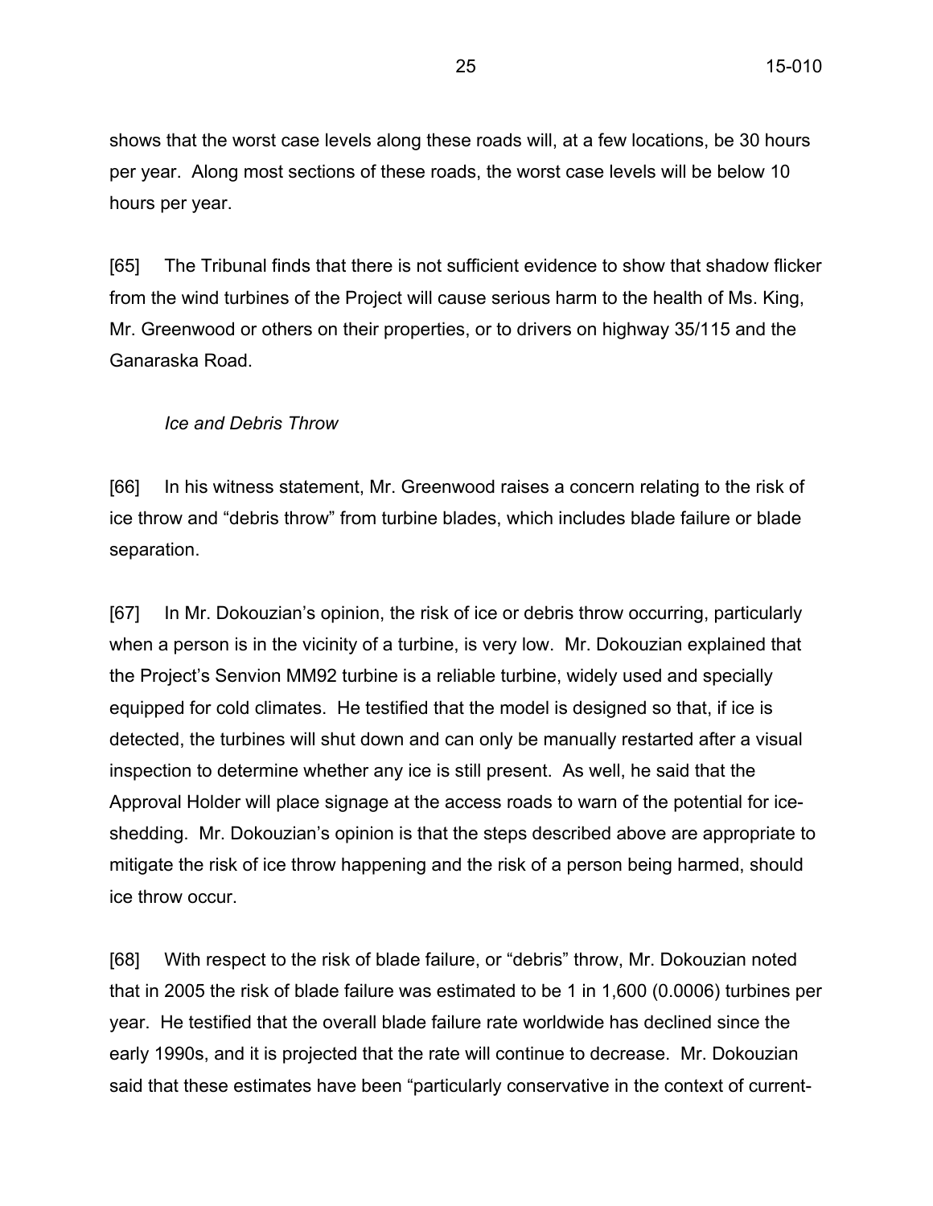shows that the worst case levels along these roads will, at a few locations, be 30 hours per year. Along most sections of these roads, the worst case levels will be below 10 hours per year.

[65] The Tribunal finds that there is not sufficient evidence to show that shadow flicker from the wind turbines of the Project will cause serious harm to the health of Ms. King, Mr. Greenwood or others on their properties, or to drivers on highway 35/115 and the Ganaraska Road.

*Ice and Debris Throw*

[66] In his witness statement, Mr. Greenwood raises a concern relating to the risk of ice throw and "debris throw" from turbine blades, which includes blade failure or blade separation.

[67] In Mr. Dokouzian's opinion, the risk of ice or debris throw occurring, particularly when a person is in the vicinity of a turbine, is very low. Mr. Dokouzian explained that the Project's Senvion MM92 turbine is a reliable turbine, widely used and specially equipped for cold climates. He testified that the model is designed so that, if ice is detected, the turbines will shut down and can only be manually restarted after a visual inspection to determine whether any ice is still present. As well, he said that the Approval Holder will place signage at the access roads to warn of the potential for ice-shedding. Mr. Dokouzian's opinion is that the steps described above are appropriate to mitigate the risk of ice throw happening and the risk of a person being harmed, should ice throw occur.

[68] With respect to the risk of blade failure, or "debris" throw, Mr. Dokouzian noted that in 2005 the risk of blade failure was estimated to be 1 in 1,600 (0.0006) turbines per year. He testified that the overall blade failure rate worldwide has declined since the early 1990s, and it is projected that the rate will continue to decrease. Mr. Dokouzian said that these estimates have been "particularly conservative in the context of current-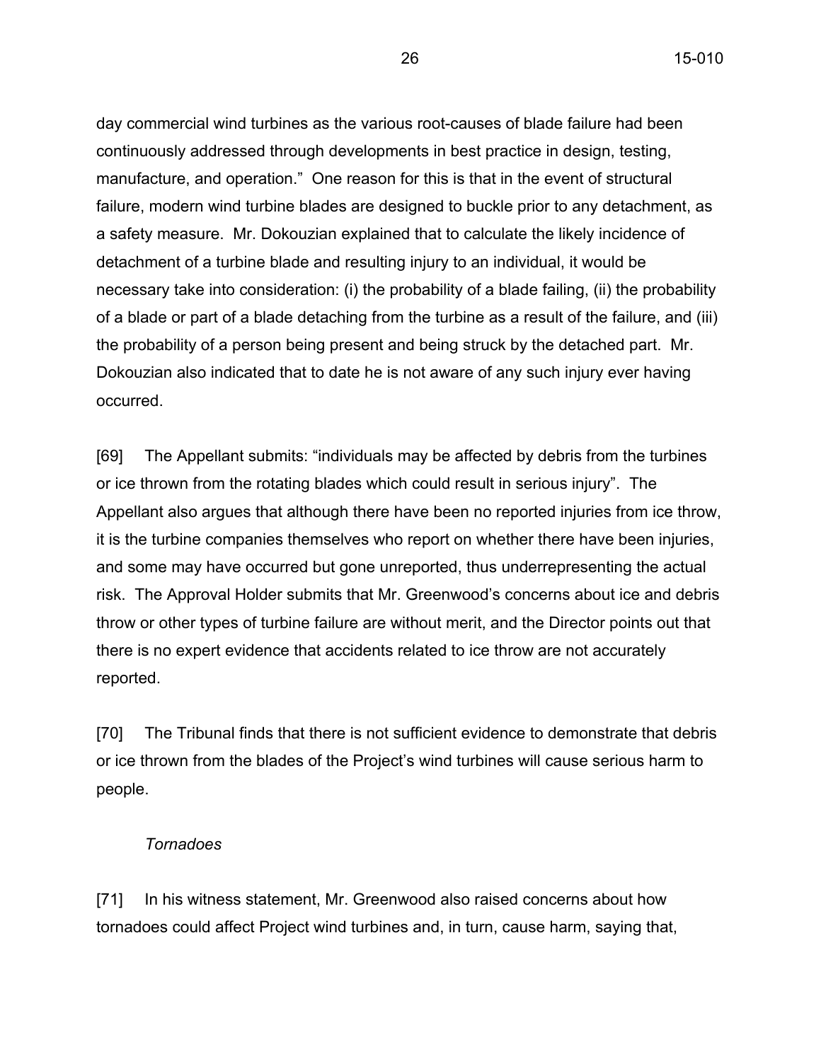day commercial wind turbines as the various root-causes of blade failure had been continuously addressed through developments in best practice in design, testing, manufacture, and operation." One reason for this is that in the event of structural failure, modern wind turbine blades are designed to buckle prior to any detachment, as a safety measure. Mr. Dokouzian explained that to calculate the likely incidence of detachment of a turbine blade and resulting injury to an individual, it would be necessary take into consideration: (i) the probability of a blade failing, (ii) the probability of a blade or part of a blade detaching from the turbine as a result of the failure, and (iii) the probability of a person being present and being struck by the detached part. Mr. Dokouzian also indicated that to date he is not aware of any such injury ever having occurred.

[69] The Appellant submits: "individuals may be affected by debris from the turbines or ice thrown from the rotating blades which could result in serious injury". The Appellant also argues that although there have been no reported injuries from ice throw, it is the turbine companies themselves who report on whether there have been injuries, and some may have occurred but gone unreported, thus underrepresenting the actual risk. The Approval Holder submits that Mr. Greenwood's concerns about ice and debris throw or other types of turbine failure are without merit, and the Director points out that there is no expert evidence that accidents related to ice throw are not accurately reported.

[70] The Tribunal finds that there is not sufficient evidence to demonstrate that debris or ice thrown from the blades of the Project's wind turbines will cause serious harm to people.

*Tornadoes*

[71] In his witness statement, Mr. Greenwood also raised concerns about how tornadoes could affect Project wind turbines and, in turn, cause harm, saying that,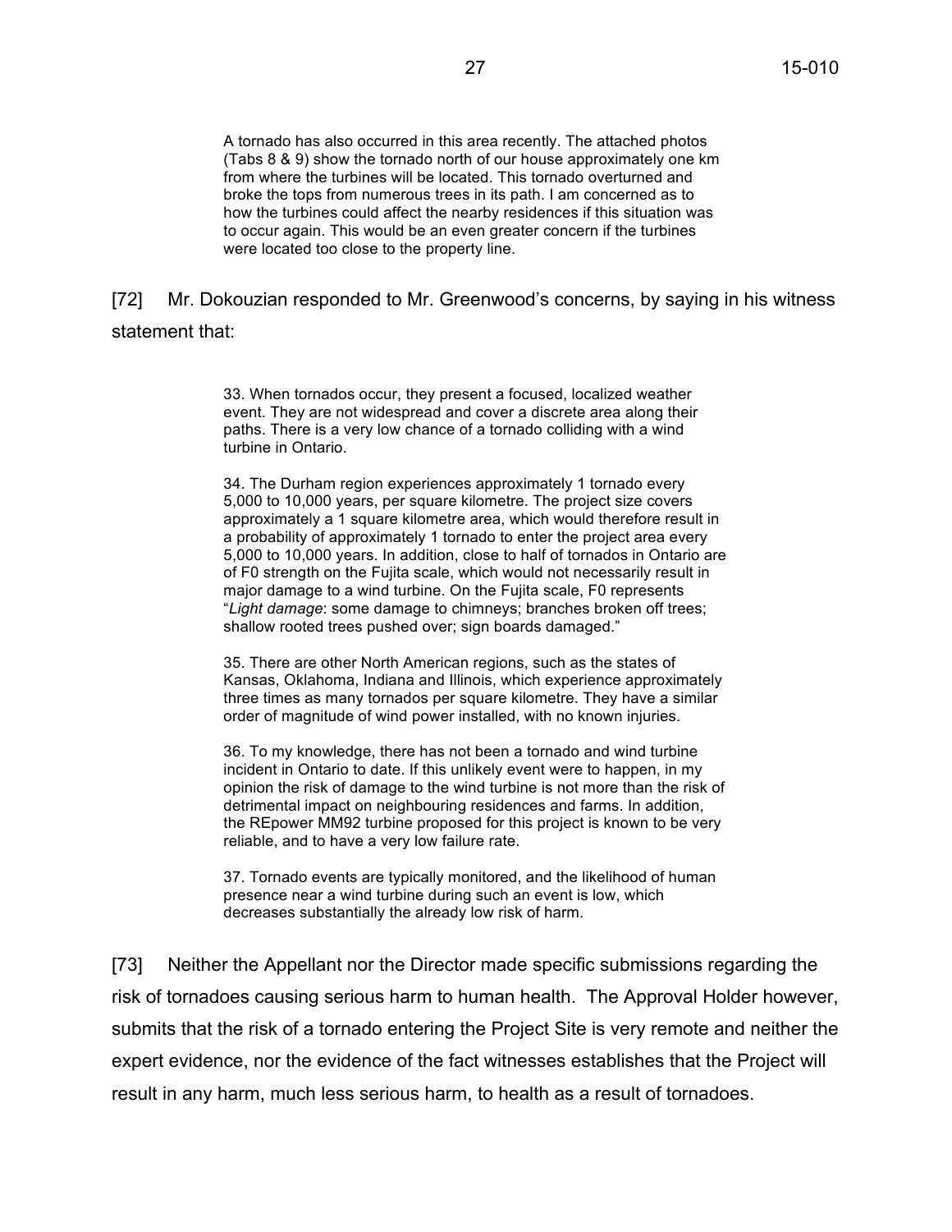> A tornado has also occurred in this area recently. The attached photos (Tabs 8 & 9) show the tornado north of our house approximately one km from where the turbines will be located. This tornado overturned and broke the tops from numerous trees in its path. I am concerned as to how the turbines could affect the nearby residences if this situation was to occur again. This would be an even greater concern if the turbines were located too close to the property line.

[72] Mr. Dokouzian responded to Mr. Greenwood's concerns, by saying in his witness statement that:

> 33. When tornados occur, they present a focused, localized weather event. They are not widespread and cover a discrete area along their paths. There is a very low chance of a tornado colliding with a wind turbine in Ontario.
>
> 34. The Durham region experiences approximately 1 tornado every 5,000 to 10,000 years, per square kilometre. The project size covers approximately a 1 square kilometre area, which would therefore result in a probability of approximately 1 tornado to enter the project area every 5,000 to 10,000 years. In addition, close to half of tornados in Ontario are of F0 strength on the Fujita scale, which would not necessarily result in major damage to a wind turbine. On the Fujita scale, F0 represents "*Light damage*: some damage to chimneys; branches broken off trees; shallow rooted trees pushed over; sign boards damaged."
>
> 35. There are other North American regions, such as the states of Kansas, Oklahoma, Indiana and Illinois, which experience approximately three times as many tornados per square kilometre. They have a similar order of magnitude of wind power installed, with no known injuries.
>
> 36. To my knowledge, there has not been a tornado and wind turbine incident in Ontario to date. If this unlikely event were to happen, in my opinion the risk of damage to the wind turbine is not more than the risk of detrimental impact on neighbouring residences and farms. In addition, the REpower MM92 turbine proposed for this project is known to be very reliable, and to have a very low failure rate.
>
> 37. Tornado events are typically monitored, and the likelihood of human presence near a wind turbine during such an event is low, which decreases substantially the already low risk of harm.

[73] Neither the Appellant nor the Director made specific submissions regarding the risk of tornadoes causing serious harm to human health. The Approval Holder however, submits that the risk of a tornado entering the Project Site is very remote and neither the expert evidence, nor the evidence of the fact witnesses establishes that the Project will result in any harm, much less serious harm, to health as a result of tornadoes.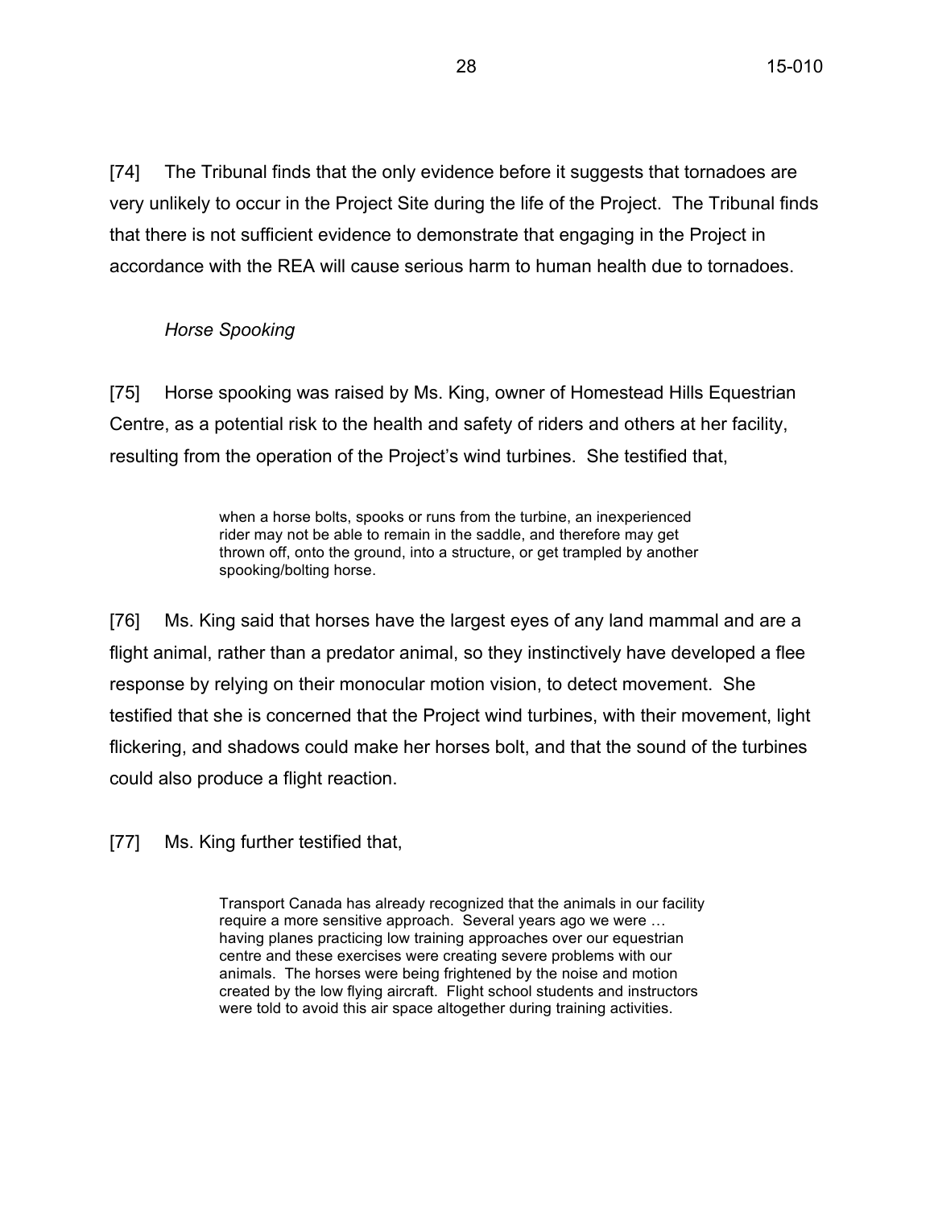[74] The Tribunal finds that the only evidence before it suggests that tornadoes are very unlikely to occur in the Project Site during the life of the Project. The Tribunal finds that there is not sufficient evidence to demonstrate that engaging in the Project in accordance with the REA will cause serious harm to human health due to tornadoes.

*Horse Spooking*

[75] Horse spooking was raised by Ms. King, owner of Homestead Hills Equestrian Centre, as a potential risk to the health and safety of riders and others at her facility, resulting from the operation of the Project's wind turbines. She testified that,

> when a horse bolts, spooks or runs from the turbine, an inexperienced rider may not be able to remain in the saddle, and therefore may get thrown off, onto the ground, into a structure, or get trampled by another spooking/bolting horse.

[76] Ms. King said that horses have the largest eyes of any land mammal and are a flight animal, rather than a predator animal, so they instinctively have developed a flee response by relying on their monocular motion vision, to detect movement. She testified that she is concerned that the Project wind turbines, with their movement, light flickering, and shadows could make her horses bolt, and that the sound of the turbines could also produce a flight reaction.

[77] Ms. King further testified that,

> Transport Canada has already recognized that the animals in our facility require a more sensitive approach. Several years ago we were … having planes practicing low training approaches over our equestrian centre and these exercises were creating severe problems with our animals. The horses were being frightened by the noise and motion created by the low flying aircraft. Flight school students and instructors were told to avoid this air space altogether during training activities.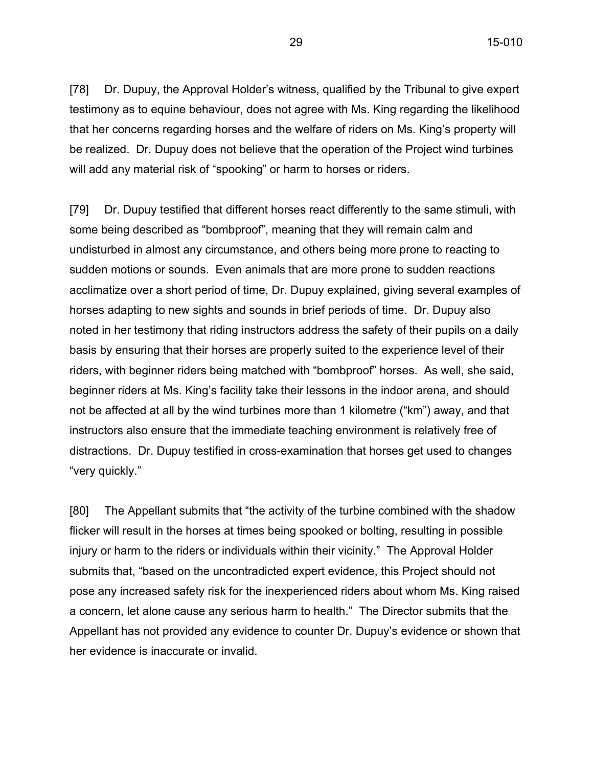[78] Dr. Dupuy, the Approval Holder's witness, qualified by the Tribunal to give expert testimony as to equine behaviour, does not agree with Ms. King regarding the likelihood that her concerns regarding horses and the welfare of riders on Ms. King's property will be realized. Dr. Dupuy does not believe that the operation of the Project wind turbines will add any material risk of "spooking" or harm to horses or riders.

[79] Dr. Dupuy testified that different horses react differently to the same stimuli, with some being described as "bombproof", meaning that they will remain calm and undisturbed in almost any circumstance, and others being more prone to reacting to sudden motions or sounds. Even animals that are more prone to sudden reactions acclimatize over a short period of time, Dr. Dupuy explained, giving several examples of horses adapting to new sights and sounds in brief periods of time. Dr. Dupuy also noted in her testimony that riding instructors address the safety of their pupils on a daily basis by ensuring that their horses are properly suited to the experience level of their riders, with beginner riders being matched with "bombproof" horses. As well, she said, beginner riders at Ms. King's facility take their lessons in the indoor arena, and should not be affected at all by the wind turbines more than 1 kilometre ("km") away, and that instructors also ensure that the immediate teaching environment is relatively free of distractions. Dr. Dupuy testified in cross-examination that horses get used to changes "very quickly."

[80] The Appellant submits that "the activity of the turbine combined with the shadow flicker will result in the horses at times being spooked or bolting, resulting in possible injury or harm to the riders or individuals within their vicinity." The Approval Holder submits that, "based on the uncontradicted expert evidence, this Project should not pose any increased safety risk for the inexperienced riders about whom Ms. King raised a concern, let alone cause any serious harm to health." The Director submits that the Appellant has not provided any evidence to counter Dr. Dupuy's evidence or shown that her evidence is inaccurate or invalid.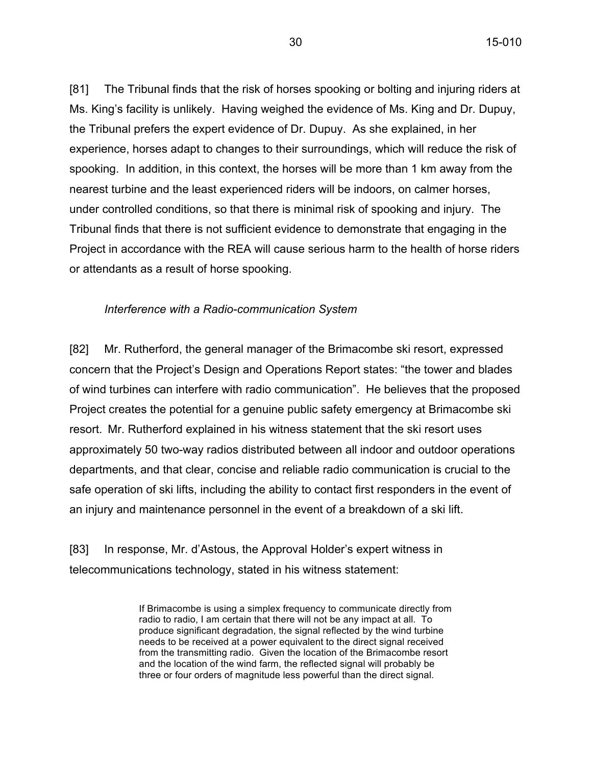[81] The Tribunal finds that the risk of horses spooking or bolting and injuring riders at Ms. King's facility is unlikely. Having weighed the evidence of Ms. King and Dr. Dupuy, the Tribunal prefers the expert evidence of Dr. Dupuy. As she explained, in her experience, horses adapt to changes to their surroundings, which will reduce the risk of spooking. In addition, in this context, the horses will be more than 1 km away from the nearest turbine and the least experienced riders will be indoors, on calmer horses, under controlled conditions, so that there is minimal risk of spooking and injury. The Tribunal finds that there is not sufficient evidence to demonstrate that engaging in the Project in accordance with the REA will cause serious harm to the health of horse riders or attendants as a result of horse spooking.

*Interference with a Radio-communication System*

[82] Mr. Rutherford, the general manager of the Brimacombe ski resort, expressed concern that the Project's Design and Operations Report states: "the tower and blades of wind turbines can interfere with radio communication". He believes that the proposed Project creates the potential for a genuine public safety emergency at Brimacombe ski resort. Mr. Rutherford explained in his witness statement that the ski resort uses approximately 50 two-way radios distributed between all indoor and outdoor operations departments, and that clear, concise and reliable radio communication is crucial to the safe operation of ski lifts, including the ability to contact first responders in the event of an injury and maintenance personnel in the event of a breakdown of a ski lift.

[83] In response, Mr. d'Astous, the Approval Holder's expert witness in telecommunications technology, stated in his witness statement:

> If Brimacombe is using a simplex frequency to communicate directly from radio to radio, I am certain that there will not be any impact at all. To produce significant degradation, the signal reflected by the wind turbine needs to be received at a power equivalent to the direct signal received from the transmitting radio. Given the location of the Brimacombe resort and the location of the wind farm, the reflected signal will probably be three or four orders of magnitude less powerful than the direct signal.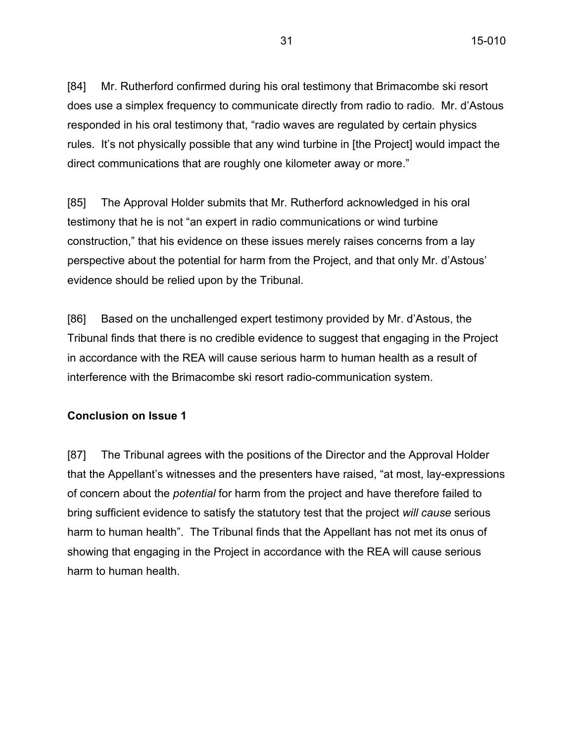[84] Mr. Rutherford confirmed during his oral testimony that Brimacombe ski resort does use a simplex frequency to communicate directly from radio to radio. Mr. d'Astous responded in his oral testimony that, "radio waves are regulated by certain physics rules. It's not physically possible that any wind turbine in [the Project] would impact the direct communications that are roughly one kilometer away or more."

[85] The Approval Holder submits that Mr. Rutherford acknowledged in his oral testimony that he is not "an expert in radio communications or wind turbine construction," that his evidence on these issues merely raises concerns from a lay perspective about the potential for harm from the Project, and that only Mr. d'Astous' evidence should be relied upon by the Tribunal.

[86] Based on the unchallenged expert testimony provided by Mr. d'Astous, the Tribunal finds that there is no credible evidence to suggest that engaging in the Project in accordance with the REA will cause serious harm to human health as a result of interference with the Brimacombe ski resort radio-communication system.

**Conclusion on Issue 1**

[87] The Tribunal agrees with the positions of the Director and the Approval Holder that the Appellant's witnesses and the presenters have raised, "at most, lay-expressions of concern about the *potential* for harm from the project and have therefore failed to bring sufficient evidence to satisfy the statutory test that the project *will cause* serious harm to human health". The Tribunal finds that the Appellant has not met its onus of showing that engaging in the Project in accordance with the REA will cause serious harm to human health.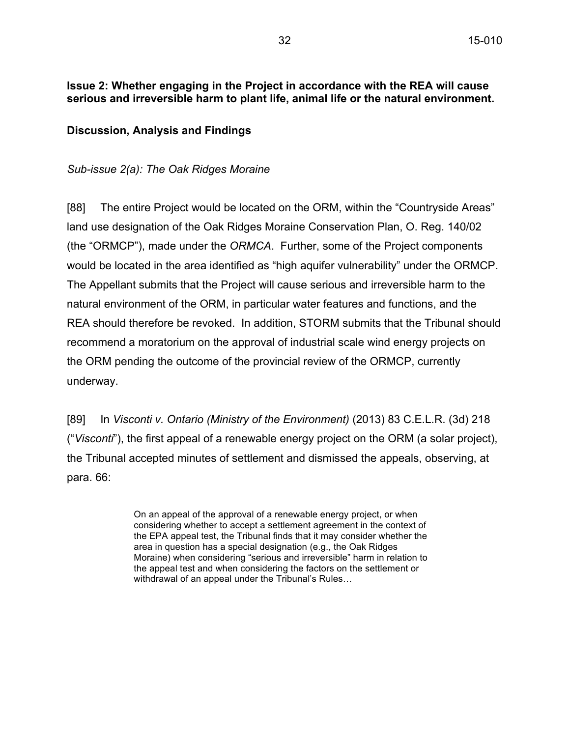**Issue 2: Whether engaging in the Project in accordance with the REA will cause serious and irreversible harm to plant life, animal life or the natural environment.**

**Discussion, Analysis and Findings**

*Sub-issue 2(a): The Oak Ridges Moraine*

[88] The entire Project would be located on the ORM, within the "Countryside Areas" land use designation of the Oak Ridges Moraine Conservation Plan, O. Reg. 140/02 (the "ORMCP"), made under the *ORMCA*. Further, some of the Project components would be located in the area identified as "high aquifer vulnerability" under the ORMCP. The Appellant submits that the Project will cause serious and irreversible harm to the natural environment of the ORM, in particular water features and functions, and the REA should therefore be revoked. In addition, STORM submits that the Tribunal should recommend a moratorium on the approval of industrial scale wind energy projects on the ORM pending the outcome of the provincial review of the ORMCP, currently underway.

[89] In *Visconti v. Ontario (Ministry of the Environment)* (2013) 83 C.E.L.R. (3d) 218 ("*Visconti*"), the first appeal of a renewable energy project on the ORM (a solar project), the Tribunal accepted minutes of settlement and dismissed the appeals, observing, at para. 66:

> On an appeal of the approval of a renewable energy project, or when considering whether to accept a settlement agreement in the context of the EPA appeal test, the Tribunal finds that it may consider whether the area in question has a special designation (e.g., the Oak Ridges Moraine) when considering "serious and irreversible" harm in relation to the appeal test and when considering the factors on the settlement or withdrawal of an appeal under the Tribunal's Rules…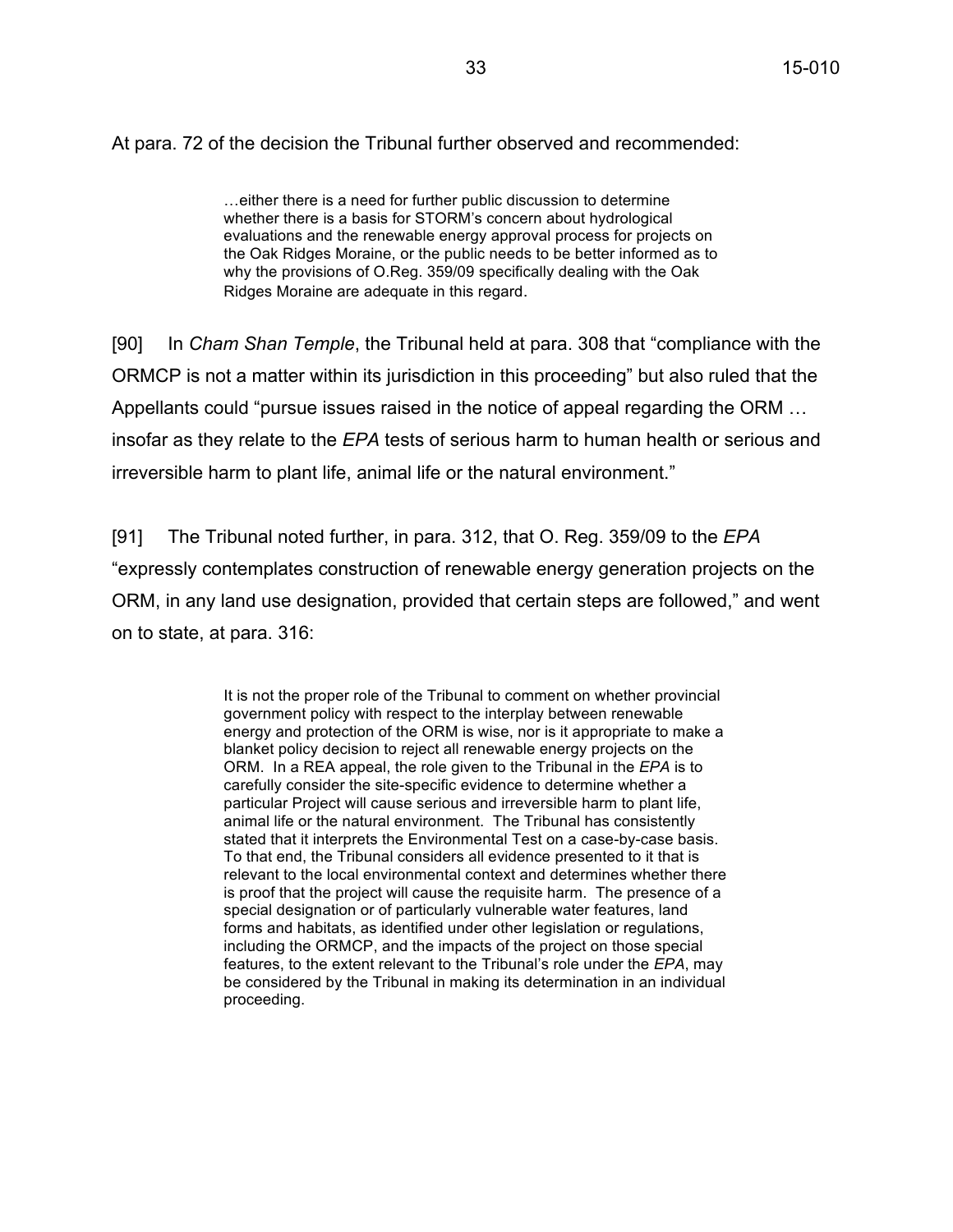At para. 72 of the decision the Tribunal further observed and recommended:

> …either there is a need for further public discussion to determine whether there is a basis for STORM's concern about hydrological evaluations and the renewable energy approval process for projects on the Oak Ridges Moraine, or the public needs to be better informed as to why the provisions of O.Reg. 359/09 specifically dealing with the Oak Ridges Moraine are adequate in this regard.

[90] In *Cham Shan Temple*, the Tribunal held at para. 308 that "compliance with the ORMCP is not a matter within its jurisdiction in this proceeding" but also ruled that the Appellants could "pursue issues raised in the notice of appeal regarding the ORM … insofar as they relate to the *EPA* tests of serious harm to human health or serious and irreversible harm to plant life, animal life or the natural environment."

[91] The Tribunal noted further, in para. 312, that O. Reg. 359/09 to the *EPA* "expressly contemplates construction of renewable energy generation projects on the ORM, in any land use designation, provided that certain steps are followed," and went on to state, at para. 316:

> It is not the proper role of the Tribunal to comment on whether provincial government policy with respect to the interplay between renewable energy and protection of the ORM is wise, nor is it appropriate to make a blanket policy decision to reject all renewable energy projects on the ORM. In a REA appeal, the role given to the Tribunal in the *EPA* is to carefully consider the site-specific evidence to determine whether a particular Project will cause serious and irreversible harm to plant life, animal life or the natural environment. The Tribunal has consistently stated that it interprets the Environmental Test on a case-by-case basis. To that end, the Tribunal considers all evidence presented to it that is relevant to the local environmental context and determines whether there is proof that the project will cause the requisite harm. The presence of a special designation or of particularly vulnerable water features, land forms and habitats, as identified under other legislation or regulations, including the ORMCP, and the impacts of the project on those special features, to the extent relevant to the Tribunal's role under the *EPA*, may be considered by the Tribunal in making its determination in an individual proceeding.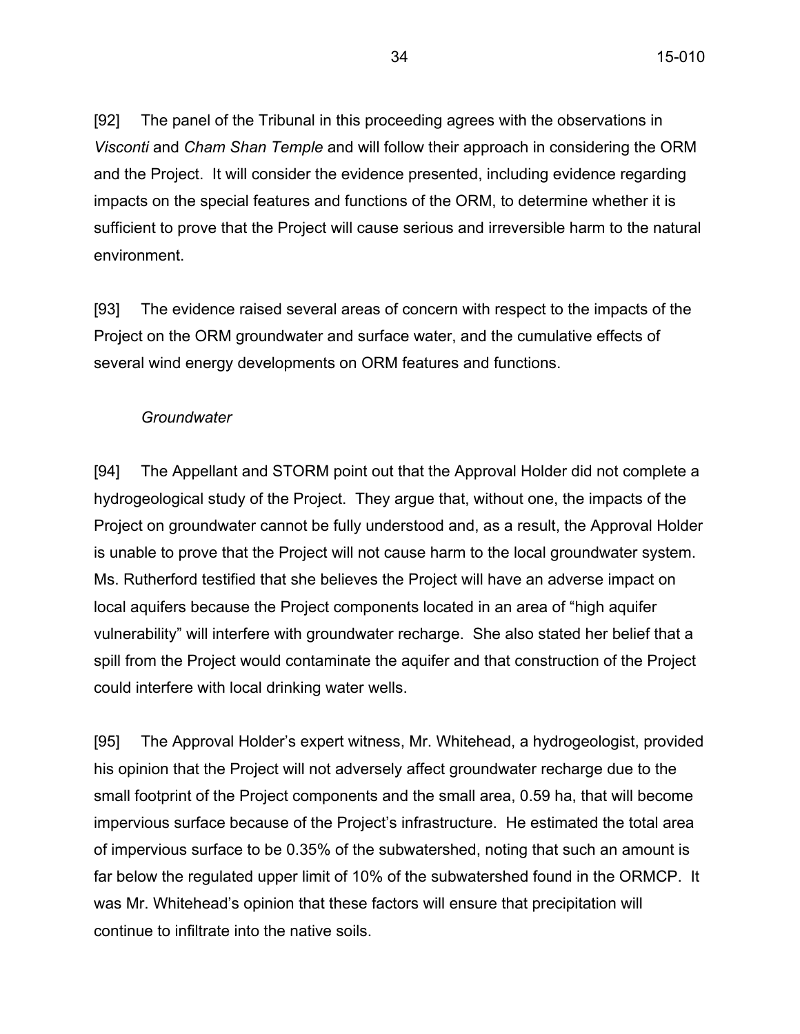[92] The panel of the Tribunal in this proceeding agrees with the observations in *Visconti* and *Cham Shan Temple* and will follow their approach in considering the ORM and the Project. It will consider the evidence presented, including evidence regarding impacts on the special features and functions of the ORM, to determine whether it is sufficient to prove that the Project will cause serious and irreversible harm to the natural environment.

[93] The evidence raised several areas of concern with respect to the impacts of the Project on the ORM groundwater and surface water, and the cumulative effects of several wind energy developments on ORM features and functions.

*Groundwater*

[94] The Appellant and STORM point out that the Approval Holder did not complete a hydrogeological study of the Project. They argue that, without one, the impacts of the Project on groundwater cannot be fully understood and, as a result, the Approval Holder is unable to prove that the Project will not cause harm to the local groundwater system. Ms. Rutherford testified that she believes the Project will have an adverse impact on local aquifers because the Project components located in an area of "high aquifer vulnerability" will interfere with groundwater recharge. She also stated her belief that a spill from the Project would contaminate the aquifer and that construction of the Project could interfere with local drinking water wells.

[95] The Approval Holder's expert witness, Mr. Whitehead, a hydrogeologist, provided his opinion that the Project will not adversely affect groundwater recharge due to the small footprint of the Project components and the small area, 0.59 ha, that will become impervious surface because of the Project's infrastructure. He estimated the total area of impervious surface to be 0.35% of the subwatershed, noting that such an amount is far below the regulated upper limit of 10% of the subwatershed found in the ORMCP. It was Mr. Whitehead's opinion that these factors will ensure that precipitation will continue to infiltrate into the native soils.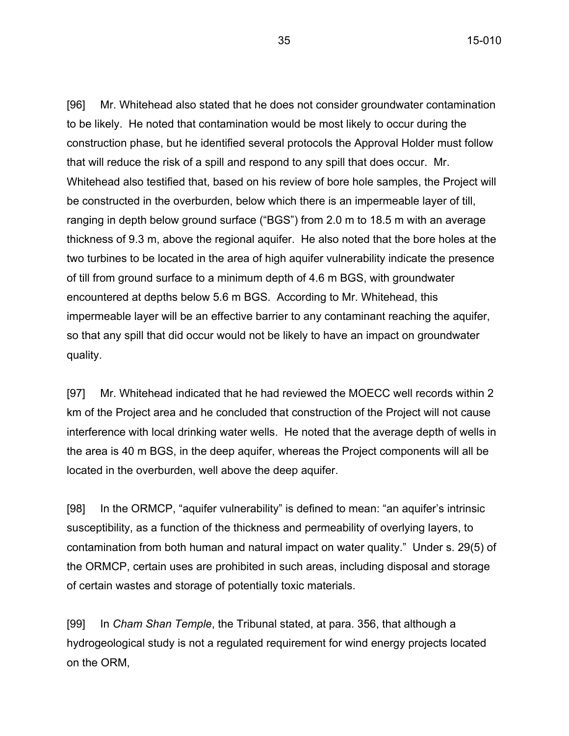[96] Mr. Whitehead also stated that he does not consider groundwater contamination to be likely. He noted that contamination would be most likely to occur during the construction phase, but he identified several protocols the Approval Holder must follow that will reduce the risk of a spill and respond to any spill that does occur. Mr. Whitehead also testified that, based on his review of bore hole samples, the Project will be constructed in the overburden, below which there is an impermeable layer of till, ranging in depth below ground surface ("BGS") from 2.0 m to 18.5 m with an average thickness of 9.3 m, above the regional aquifer. He also noted that the bore holes at the two turbines to be located in the area of high aquifer vulnerability indicate the presence of till from ground surface to a minimum depth of 4.6 m BGS, with groundwater encountered at depths below 5.6 m BGS. According to Mr. Whitehead, this impermeable layer will be an effective barrier to any contaminant reaching the aquifer, so that any spill that did occur would not be likely to have an impact on groundwater quality.

[97] Mr. Whitehead indicated that he had reviewed the MOECC well records within 2 km of the Project area and he concluded that construction of the Project will not cause interference with local drinking water wells. He noted that the average depth of wells in the area is 40 m BGS, in the deep aquifer, whereas the Project components will all be located in the overburden, well above the deep aquifer.

[98] In the ORMCP, "aquifer vulnerability" is defined to mean: "an aquifer's intrinsic susceptibility, as a function of the thickness and permeability of overlying layers, to contamination from both human and natural impact on water quality." Under s. 29(5) of the ORMCP, certain uses are prohibited in such areas, including disposal and storage of certain wastes and storage of potentially toxic materials.

[99] In *Cham Shan Temple*, the Tribunal stated, at para. 356, that although a hydrogeological study is not a regulated requirement for wind energy projects located on the ORM,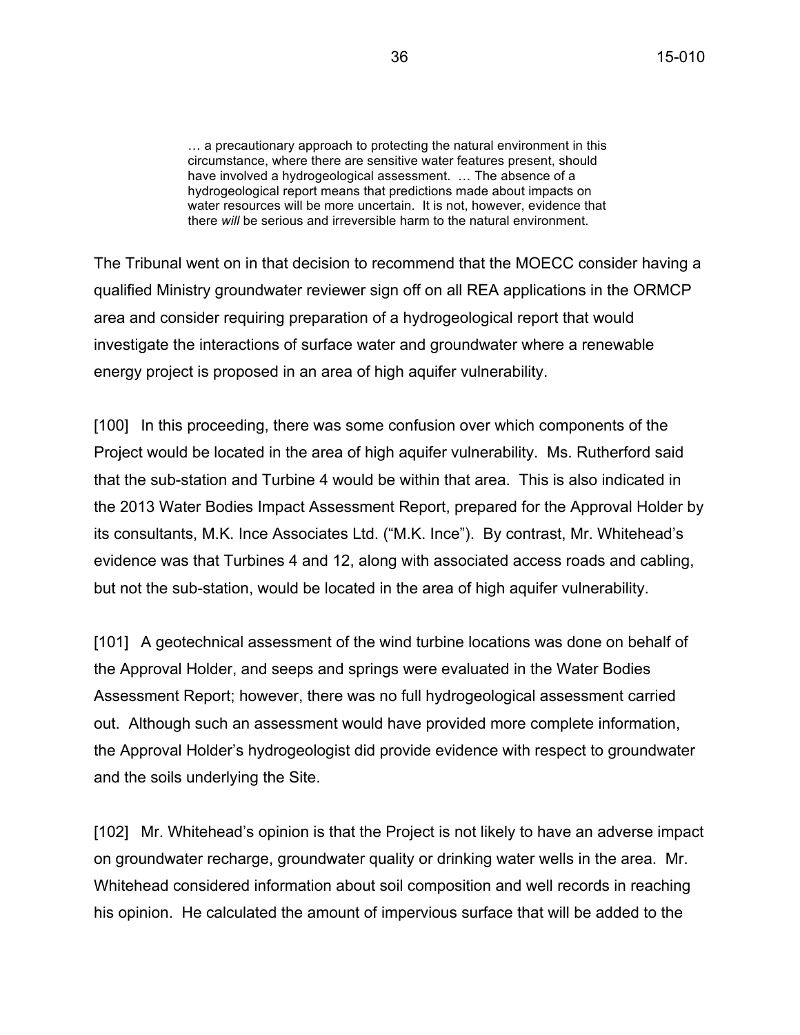> … a precautionary approach to protecting the natural environment in this circumstance, where there are sensitive water features present, should have involved a hydrogeological assessment. … The absence of a hydrogeological report means that predictions made about impacts on water resources will be more uncertain. It is not, however, evidence that there *will* be serious and irreversible harm to the natural environment.

The Tribunal went on in that decision to recommend that the MOECC consider having a qualified Ministry groundwater reviewer sign off on all REA applications in the ORMCP area and consider requiring preparation of a hydrogeological report that would investigate the interactions of surface water and groundwater where a renewable energy project is proposed in an area of high aquifer vulnerability.

[100] In this proceeding, there was some confusion over which components of the Project would be located in the area of high aquifer vulnerability. Ms. Rutherford said that the sub-station and Turbine 4 would be within that area. This is also indicated in the 2013 Water Bodies Impact Assessment Report, prepared for the Approval Holder by its consultants, M.K. Ince Associates Ltd. ("M.K. Ince"). By contrast, Mr. Whitehead's evidence was that Turbines 4 and 12, along with associated access roads and cabling, but not the sub-station, would be located in the area of high aquifer vulnerability.

[101] A geotechnical assessment of the wind turbine locations was done on behalf of the Approval Holder, and seeps and springs were evaluated in the Water Bodies Assessment Report; however, there was no full hydrogeological assessment carried out. Although such an assessment would have provided more complete information, the Approval Holder's hydrogeologist did provide evidence with respect to groundwater and the soils underlying the Site.

[102] Mr. Whitehead's opinion is that the Project is not likely to have an adverse impact on groundwater recharge, groundwater quality or drinking water wells in the area. Mr. Whitehead considered information about soil composition and well records in reaching his opinion. He calculated the amount of impervious surface that will be added to the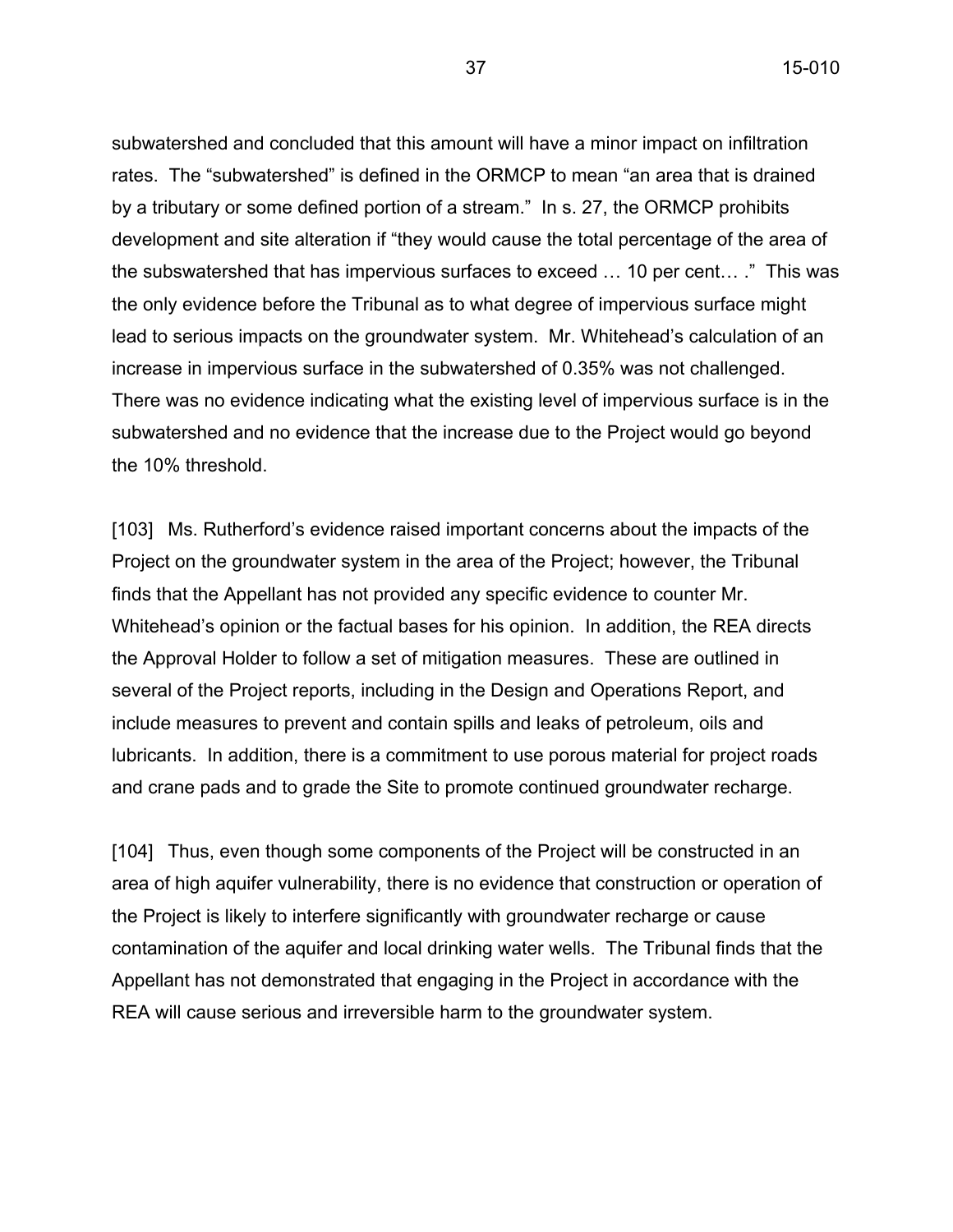subwatershed and concluded that this amount will have a minor impact on infiltration rates. The "subwatershed" is defined in the ORMCP to mean "an area that is drained by a tributary or some defined portion of a stream." In s. 27, the ORMCP prohibits development and site alteration if "they would cause the total percentage of the area of the subswatershed that has impervious surfaces to exceed … 10 per cent… ." This was the only evidence before the Tribunal as to what degree of impervious surface might lead to serious impacts on the groundwater system. Mr. Whitehead's calculation of an increase in impervious surface in the subwatershed of 0.35% was not challenged. There was no evidence indicating what the existing level of impervious surface is in the subwatershed and no evidence that the increase due to the Project would go beyond the 10% threshold.

[103] Ms. Rutherford's evidence raised important concerns about the impacts of the Project on the groundwater system in the area of the Project; however, the Tribunal finds that the Appellant has not provided any specific evidence to counter Mr. Whitehead's opinion or the factual bases for his opinion. In addition, the REA directs the Approval Holder to follow a set of mitigation measures. These are outlined in several of the Project reports, including in the Design and Operations Report, and include measures to prevent and contain spills and leaks of petroleum, oils and lubricants. In addition, there is a commitment to use porous material for project roads and crane pads and to grade the Site to promote continued groundwater recharge.

[104] Thus, even though some components of the Project will be constructed in an area of high aquifer vulnerability, there is no evidence that construction or operation of the Project is likely to interfere significantly with groundwater recharge or cause contamination of the aquifer and local drinking water wells. The Tribunal finds that the Appellant has not demonstrated that engaging in the Project in accordance with the REA will cause serious and irreversible harm to the groundwater system.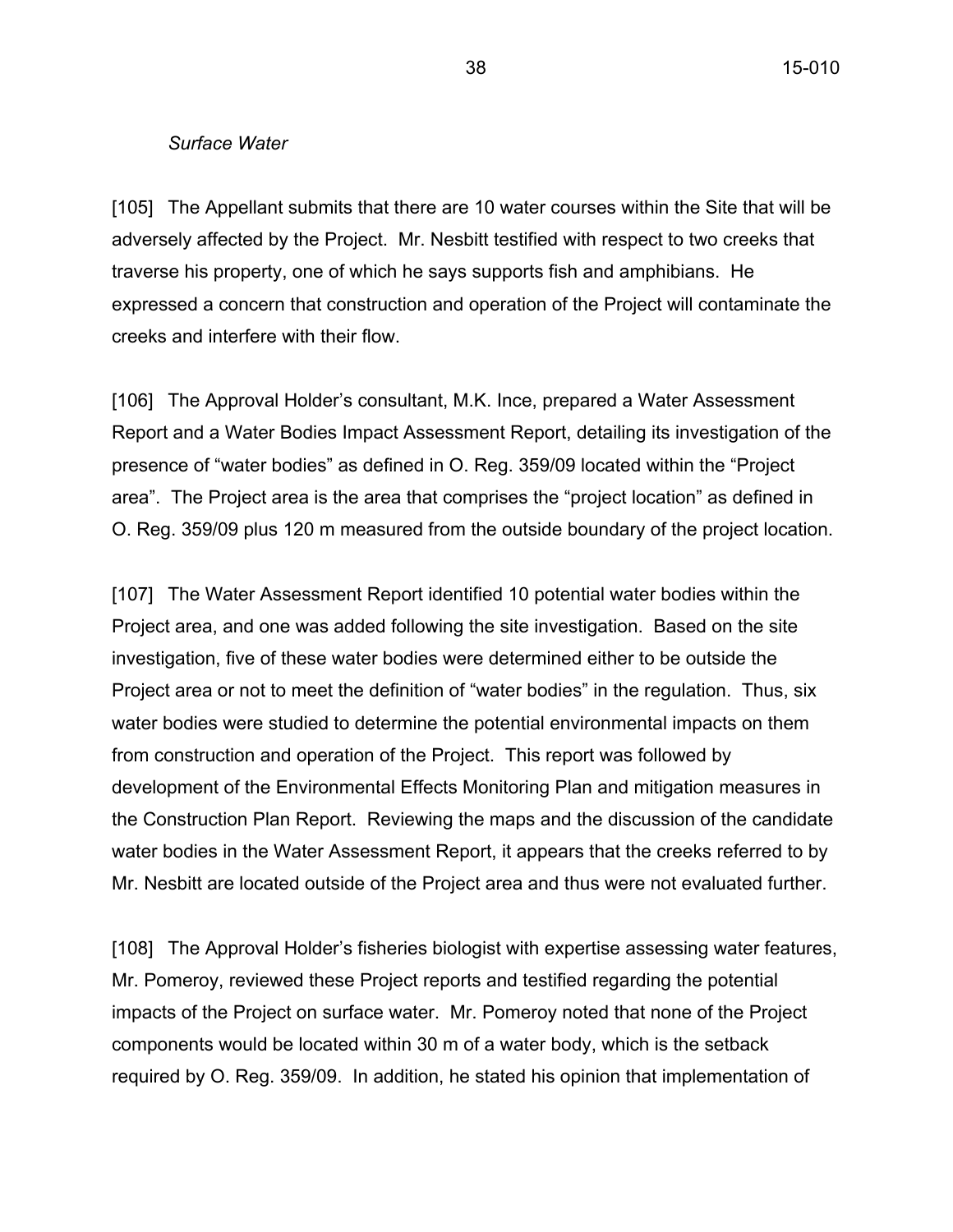*Surface Water*

[105] The Appellant submits that there are 10 water courses within the Site that will be adversely affected by the Project. Mr. Nesbitt testified with respect to two creeks that traverse his property, one of which he says supports fish and amphibians. He expressed a concern that construction and operation of the Project will contaminate the creeks and interfere with their flow.

[106] The Approval Holder's consultant, M.K. Ince, prepared a Water Assessment Report and a Water Bodies Impact Assessment Report, detailing its investigation of the presence of "water bodies" as defined in O. Reg. 359/09 located within the "Project area". The Project area is the area that comprises the "project location" as defined in O. Reg. 359/09 plus 120 m measured from the outside boundary of the project location.

[107] The Water Assessment Report identified 10 potential water bodies within the Project area, and one was added following the site investigation. Based on the site investigation, five of these water bodies were determined either to be outside the Project area or not to meet the definition of "water bodies" in the regulation. Thus, six water bodies were studied to determine the potential environmental impacts on them from construction and operation of the Project. This report was followed by development of the Environmental Effects Monitoring Plan and mitigation measures in the Construction Plan Report. Reviewing the maps and the discussion of the candidate water bodies in the Water Assessment Report, it appears that the creeks referred to by Mr. Nesbitt are located outside of the Project area and thus were not evaluated further.

[108] The Approval Holder's fisheries biologist with expertise assessing water features, Mr. Pomeroy, reviewed these Project reports and testified regarding the potential impacts of the Project on surface water. Mr. Pomeroy noted that none of the Project components would be located within 30 m of a water body, which is the setback required by O. Reg. 359/09. In addition, he stated his opinion that implementation of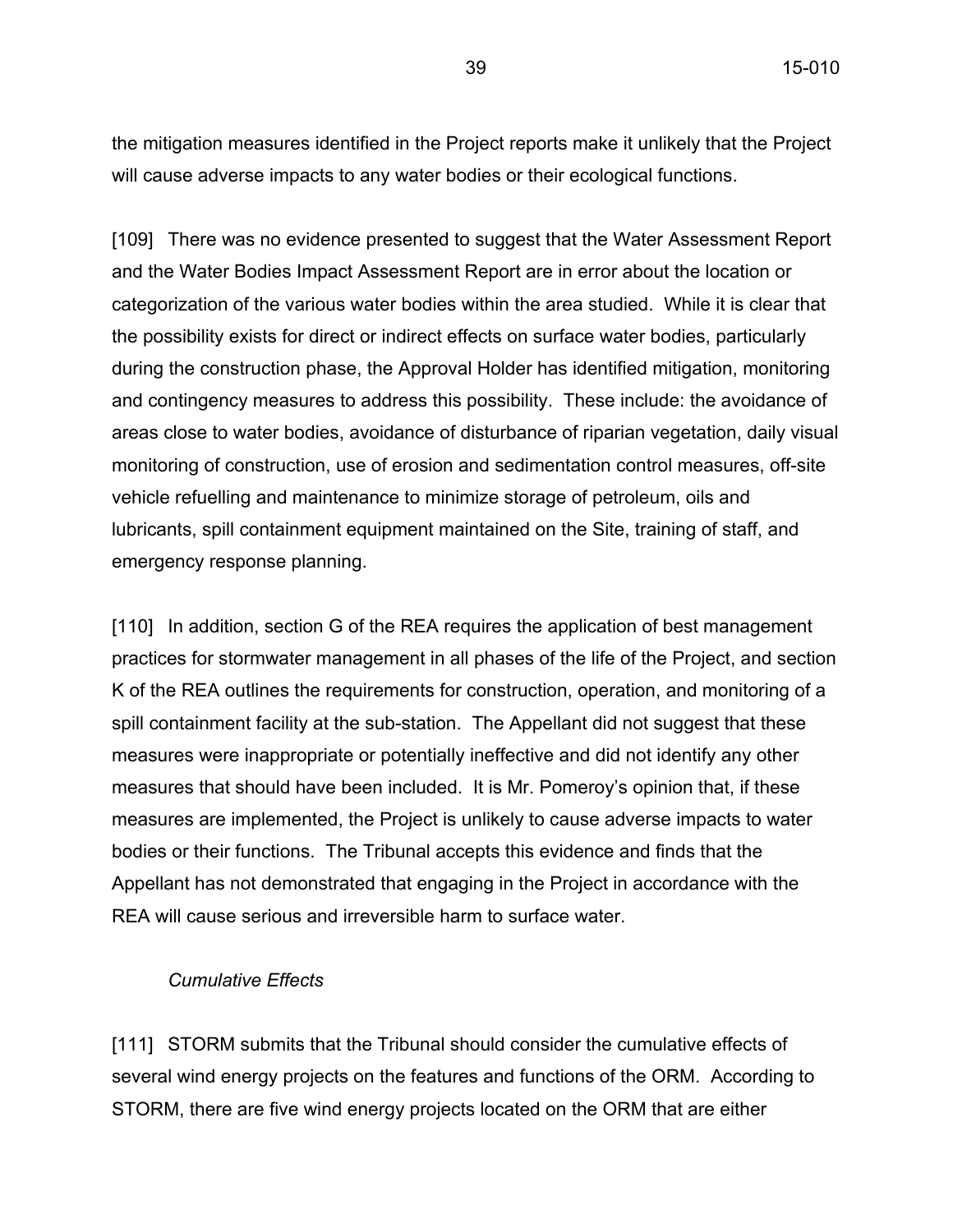the mitigation measures identified in the Project reports make it unlikely that the Project will cause adverse impacts to any water bodies or their ecological functions.

[109] There was no evidence presented to suggest that the Water Assessment Report and the Water Bodies Impact Assessment Report are in error about the location or categorization of the various water bodies within the area studied. While it is clear that the possibility exists for direct or indirect effects on surface water bodies, particularly during the construction phase, the Approval Holder has identified mitigation, monitoring and contingency measures to address this possibility. These include: the avoidance of areas close to water bodies, avoidance of disturbance of riparian vegetation, daily visual monitoring of construction, use of erosion and sedimentation control measures, off-site vehicle refuelling and maintenance to minimize storage of petroleum, oils and lubricants, spill containment equipment maintained on the Site, training of staff, and emergency response planning.

[110] In addition, section G of the REA requires the application of best management practices for stormwater management in all phases of the life of the Project, and section K of the REA outlines the requirements for construction, operation, and monitoring of a spill containment facility at the sub-station. The Appellant did not suggest that these measures were inappropriate or potentially ineffective and did not identify any other measures that should have been included. It is Mr. Pomeroy's opinion that, if these measures are implemented, the Project is unlikely to cause adverse impacts to water bodies or their functions. The Tribunal accepts this evidence and finds that the Appellant has not demonstrated that engaging in the Project in accordance with the REA will cause serious and irreversible harm to surface water.

*Cumulative Effects*

[111] STORM submits that the Tribunal should consider the cumulative effects of several wind energy projects on the features and functions of the ORM. According to STORM, there are five wind energy projects located on the ORM that are either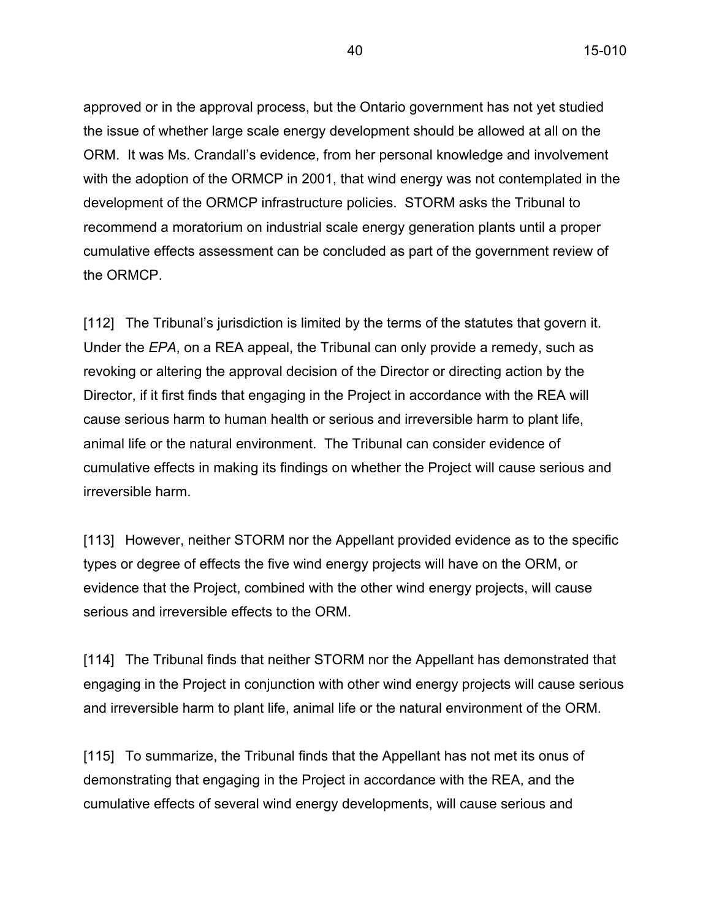approved or in the approval process, but the Ontario government has not yet studied the issue of whether large scale energy development should be allowed at all on the ORM. It was Ms. Crandall's evidence, from her personal knowledge and involvement with the adoption of the ORMCP in 2001, that wind energy was not contemplated in the development of the ORMCP infrastructure policies. STORM asks the Tribunal to recommend a moratorium on industrial scale energy generation plants until a proper cumulative effects assessment can be concluded as part of the government review of the ORMCP.

[112] The Tribunal's jurisdiction is limited by the terms of the statutes that govern it. Under the *EPA*, on a REA appeal, the Tribunal can only provide a remedy, such as revoking or altering the approval decision of the Director or directing action by the Director, if it first finds that engaging in the Project in accordance with the REA will cause serious harm to human health or serious and irreversible harm to plant life, animal life or the natural environment. The Tribunal can consider evidence of cumulative effects in making its findings on whether the Project will cause serious and irreversible harm.

[113] However, neither STORM nor the Appellant provided evidence as to the specific types or degree of effects the five wind energy projects will have on the ORM, or evidence that the Project, combined with the other wind energy projects, will cause serious and irreversible effects to the ORM.

[114] The Tribunal finds that neither STORM nor the Appellant has demonstrated that engaging in the Project in conjunction with other wind energy projects will cause serious and irreversible harm to plant life, animal life or the natural environment of the ORM.

[115] To summarize, the Tribunal finds that the Appellant has not met its onus of demonstrating that engaging in the Project in accordance with the REA, and the cumulative effects of several wind energy developments, will cause serious and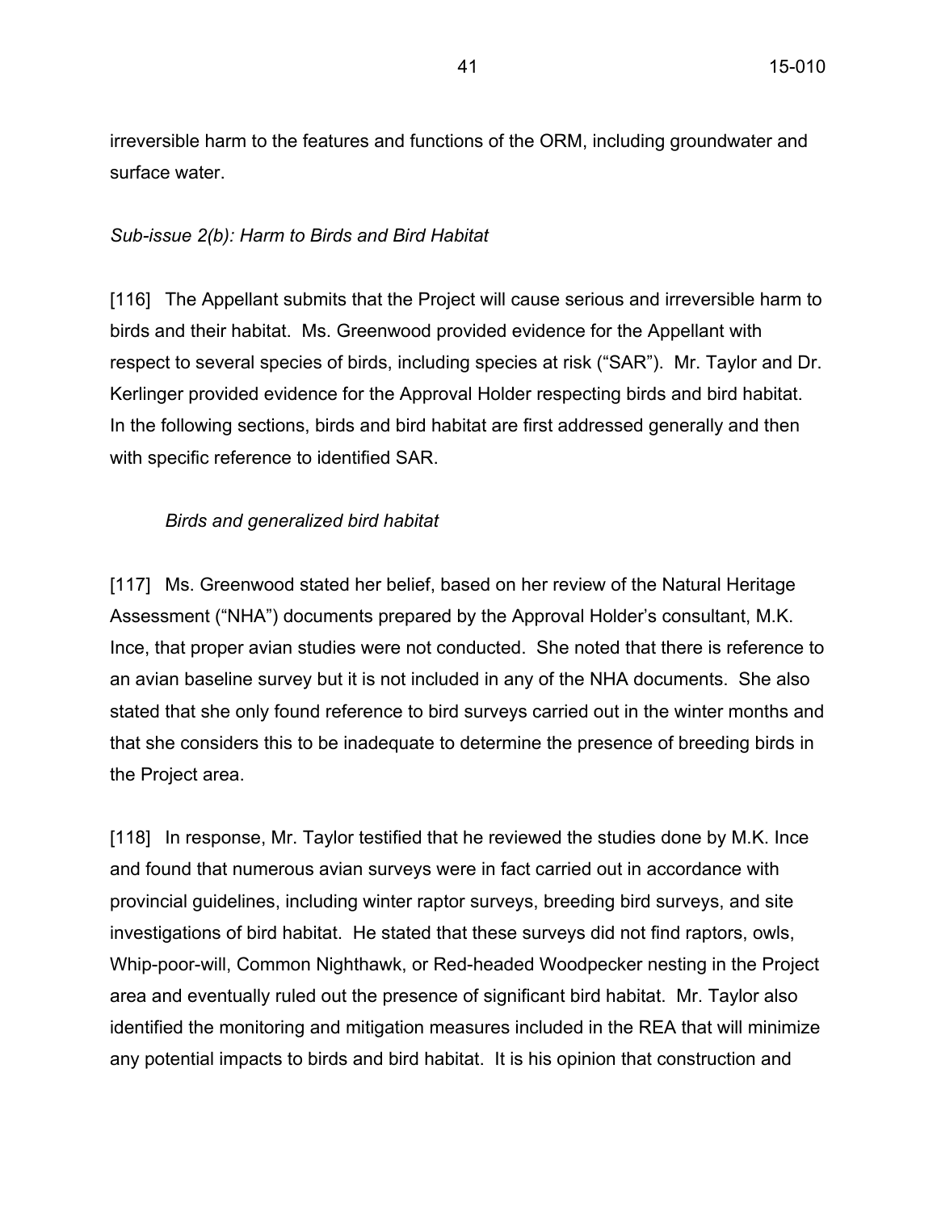irreversible harm to the features and functions of the ORM, including groundwater and surface water.

*Sub-issue 2(b): Harm to Birds and Bird Habitat*

[116] The Appellant submits that the Project will cause serious and irreversible harm to birds and their habitat. Ms. Greenwood provided evidence for the Appellant with respect to several species of birds, including species at risk ("SAR"). Mr. Taylor and Dr. Kerlinger provided evidence for the Approval Holder respecting birds and bird habitat. In the following sections, birds and bird habitat are first addressed generally and then with specific reference to identified SAR.

*Birds and generalized bird habitat*

[117] Ms. Greenwood stated her belief, based on her review of the Natural Heritage Assessment ("NHA") documents prepared by the Approval Holder's consultant, M.K. Ince, that proper avian studies were not conducted. She noted that there is reference to an avian baseline survey but it is not included in any of the NHA documents. She also stated that she only found reference to bird surveys carried out in the winter months and that she considers this to be inadequate to determine the presence of breeding birds in the Project area.

[118] In response, Mr. Taylor testified that he reviewed the studies done by M.K. Ince and found that numerous avian surveys were in fact carried out in accordance with provincial guidelines, including winter raptor surveys, breeding bird surveys, and site investigations of bird habitat. He stated that these surveys did not find raptors, owls, Whip-poor-will, Common Nighthawk, or Red-headed Woodpecker nesting in the Project area and eventually ruled out the presence of significant bird habitat. Mr. Taylor also identified the monitoring and mitigation measures included in the REA that will minimize any potential impacts to birds and bird habitat. It is his opinion that construction and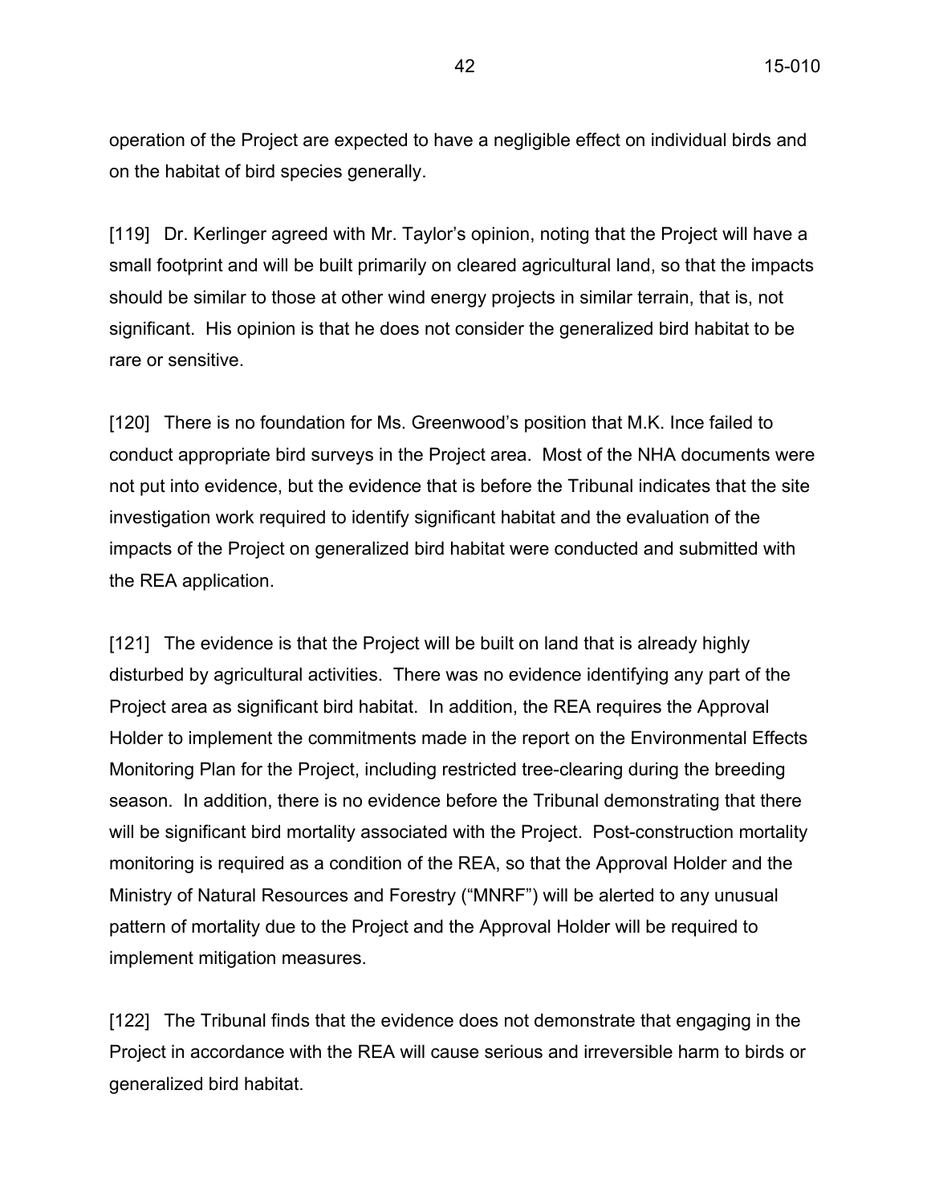operation of the Project are expected to have a negligible effect on individual birds and on the habitat of bird species generally.

[119] Dr. Kerlinger agreed with Mr. Taylor's opinion, noting that the Project will have a small footprint and will be built primarily on cleared agricultural land, so that the impacts should be similar to those at other wind energy projects in similar terrain, that is, not significant. His opinion is that he does not consider the generalized bird habitat to be rare or sensitive.

[120] There is no foundation for Ms. Greenwood's position that M.K. Ince failed to conduct appropriate bird surveys in the Project area. Most of the NHA documents were not put into evidence, but the evidence that is before the Tribunal indicates that the site investigation work required to identify significant habitat and the evaluation of the impacts of the Project on generalized bird habitat were conducted and submitted with the REA application.

[121] The evidence is that the Project will be built on land that is already highly disturbed by agricultural activities. There was no evidence identifying any part of the Project area as significant bird habitat. In addition, the REA requires the Approval Holder to implement the commitments made in the report on the Environmental Effects Monitoring Plan for the Project, including restricted tree-clearing during the breeding season. In addition, there is no evidence before the Tribunal demonstrating that there will be significant bird mortality associated with the Project. Post-construction mortality monitoring is required as a condition of the REA, so that the Approval Holder and the Ministry of Natural Resources and Forestry ("MNRF") will be alerted to any unusual pattern of mortality due to the Project and the Approval Holder will be required to implement mitigation measures.

[122] The Tribunal finds that the evidence does not demonstrate that engaging in the Project in accordance with the REA will cause serious and irreversible harm to birds or generalized bird habitat.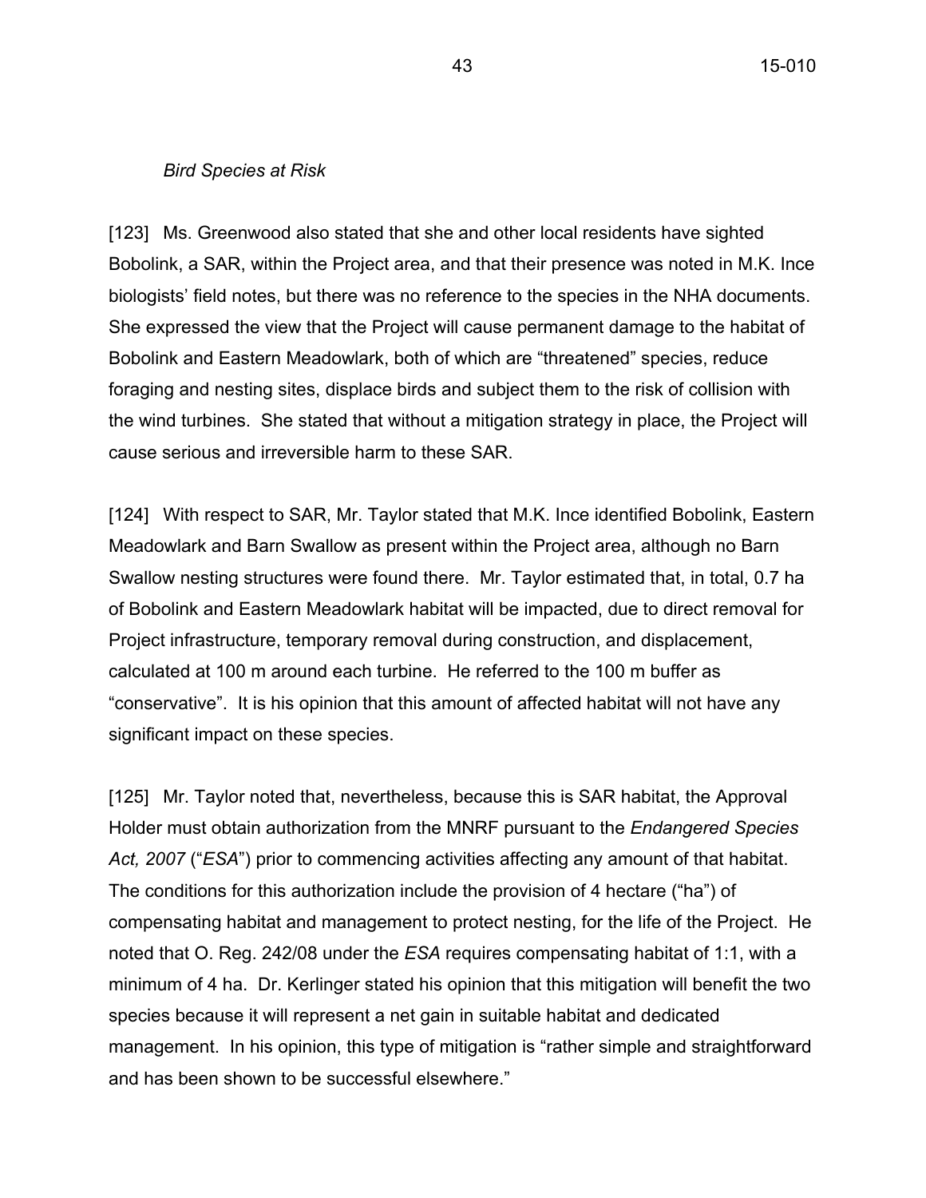*Bird Species at Risk*

[123] Ms. Greenwood also stated that she and other local residents have sighted Bobolink, a SAR, within the Project area, and that their presence was noted in M.K. Ince biologists' field notes, but there was no reference to the species in the NHA documents. She expressed the view that the Project will cause permanent damage to the habitat of Bobolink and Eastern Meadowlark, both of which are "threatened" species, reduce foraging and nesting sites, displace birds and subject them to the risk of collision with the wind turbines. She stated that without a mitigation strategy in place, the Project will cause serious and irreversible harm to these SAR.

[124] With respect to SAR, Mr. Taylor stated that M.K. Ince identified Bobolink, Eastern Meadowlark and Barn Swallow as present within the Project area, although no Barn Swallow nesting structures were found there. Mr. Taylor estimated that, in total, 0.7 ha of Bobolink and Eastern Meadowlark habitat will be impacted, due to direct removal for Project infrastructure, temporary removal during construction, and displacement, calculated at 100 m around each turbine. He referred to the 100 m buffer as "conservative". It is his opinion that this amount of affected habitat will not have any significant impact on these species.

[125] Mr. Taylor noted that, nevertheless, because this is SAR habitat, the Approval Holder must obtain authorization from the MNRF pursuant to the *Endangered Species Act, 2007* ("*ESA*") prior to commencing activities affecting any amount of that habitat. The conditions for this authorization include the provision of 4 hectare ("ha") of compensating habitat and management to protect nesting, for the life of the Project. He noted that O. Reg. 242/08 under the *ESA* requires compensating habitat of 1:1, with a minimum of 4 ha. Dr. Kerlinger stated his opinion that this mitigation will benefit the two species because it will represent a net gain in suitable habitat and dedicated management. In his opinion, this type of mitigation is "rather simple and straightforward and has been shown to be successful elsewhere."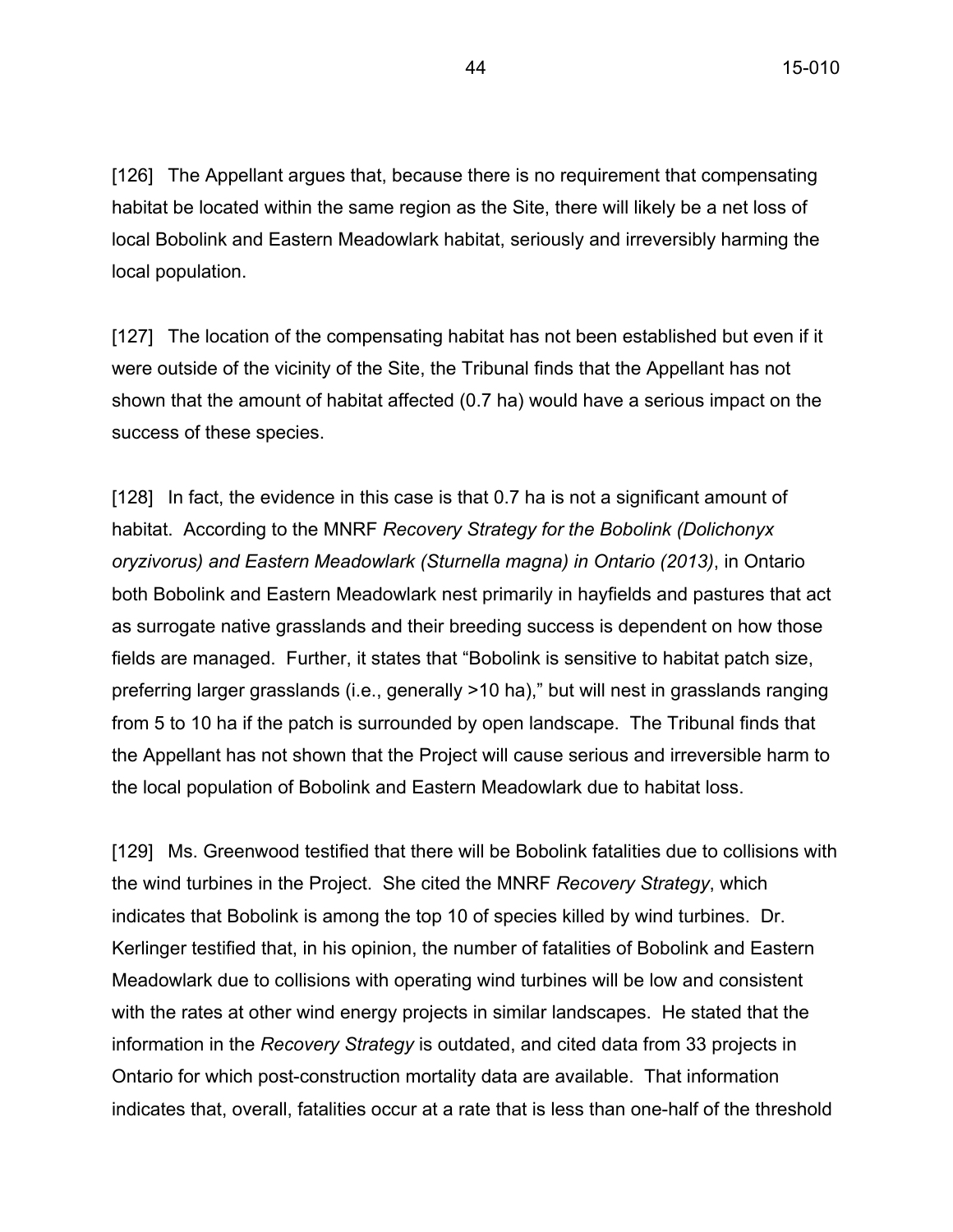[126] The Appellant argues that, because there is no requirement that compensating habitat be located within the same region as the Site, there will likely be a net loss of local Bobolink and Eastern Meadowlark habitat, seriously and irreversibly harming the local population.

[127] The location of the compensating habitat has not been established but even if it were outside of the vicinity of the Site, the Tribunal finds that the Appellant has not shown that the amount of habitat affected (0.7 ha) would have a serious impact on the success of these species.

[128] In fact, the evidence in this case is that 0.7 ha is not a significant amount of habitat. According to the MNRF *Recovery Strategy for the Bobolink (Dolichonyx oryzivorus) and Eastern Meadowlark (Sturnella magna) in Ontario (2013)*, in Ontario both Bobolink and Eastern Meadowlark nest primarily in hayfields and pastures that act as surrogate native grasslands and their breeding success is dependent on how those fields are managed. Further, it states that "Bobolink is sensitive to habitat patch size, preferring larger grasslands (i.e., generally >10 ha)," but will nest in grasslands ranging from 5 to 10 ha if the patch is surrounded by open landscape. The Tribunal finds that the Appellant has not shown that the Project will cause serious and irreversible harm to the local population of Bobolink and Eastern Meadowlark due to habitat loss.

[129] Ms. Greenwood testified that there will be Bobolink fatalities due to collisions with the wind turbines in the Project. She cited the MNRF *Recovery Strategy*, which indicates that Bobolink is among the top 10 of species killed by wind turbines. Dr. Kerlinger testified that, in his opinion, the number of fatalities of Bobolink and Eastern Meadowlark due to collisions with operating wind turbines will be low and consistent with the rates at other wind energy projects in similar landscapes. He stated that the information in the *Recovery Strategy* is outdated, and cited data from 33 projects in Ontario for which post-construction mortality data are available. That information indicates that, overall, fatalities occur at a rate that is less than one-half of the threshold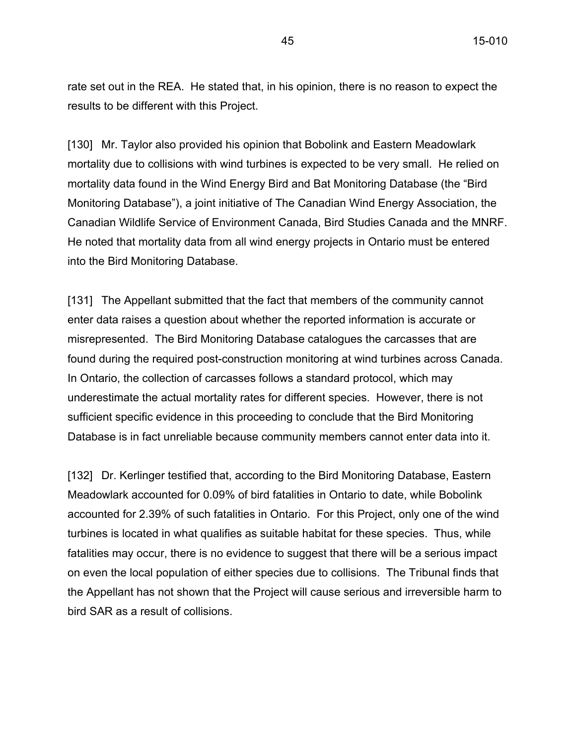rate set out in the REA. He stated that, in his opinion, there is no reason to expect the results to be different with this Project.

[130] Mr. Taylor also provided his opinion that Bobolink and Eastern Meadowlark mortality due to collisions with wind turbines is expected to be very small. He relied on mortality data found in the Wind Energy Bird and Bat Monitoring Database (the "Bird Monitoring Database"), a joint initiative of The Canadian Wind Energy Association, the Canadian Wildlife Service of Environment Canada, Bird Studies Canada and the MNRF. He noted that mortality data from all wind energy projects in Ontario must be entered into the Bird Monitoring Database.

[131] The Appellant submitted that the fact that members of the community cannot enter data raises a question about whether the reported information is accurate or misrepresented. The Bird Monitoring Database catalogues the carcasses that are found during the required post-construction monitoring at wind turbines across Canada. In Ontario, the collection of carcasses follows a standard protocol, which may underestimate the actual mortality rates for different species. However, there is not sufficient specific evidence in this proceeding to conclude that the Bird Monitoring Database is in fact unreliable because community members cannot enter data into it.

[132] Dr. Kerlinger testified that, according to the Bird Monitoring Database, Eastern Meadowlark accounted for 0.09% of bird fatalities in Ontario to date, while Bobolink accounted for 2.39% of such fatalities in Ontario. For this Project, only one of the wind turbines is located in what qualifies as suitable habitat for these species. Thus, while fatalities may occur, there is no evidence to suggest that there will be a serious impact on even the local population of either species due to collisions. The Tribunal finds that the Appellant has not shown that the Project will cause serious and irreversible harm to bird SAR as a result of collisions.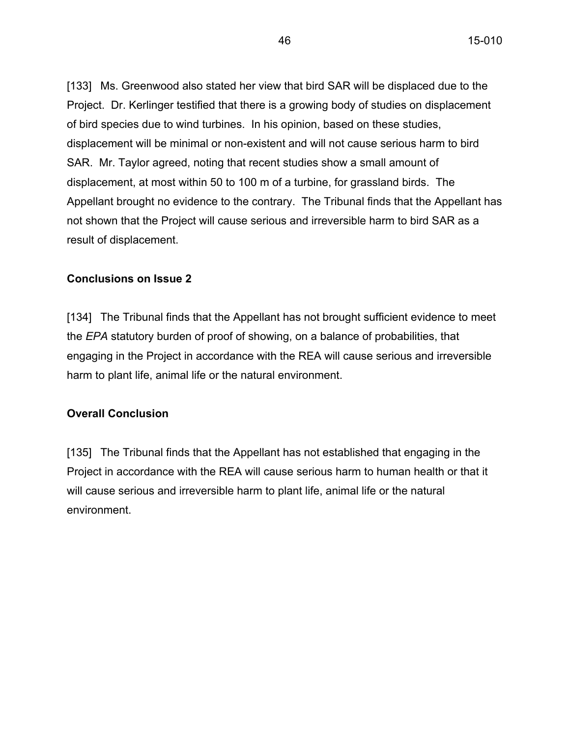[133] Ms. Greenwood also stated her view that bird SAR will be displaced due to the Project. Dr. Kerlinger testified that there is a growing body of studies on displacement of bird species due to wind turbines. In his opinion, based on these studies, displacement will be minimal or non-existent and will not cause serious harm to bird SAR. Mr. Taylor agreed, noting that recent studies show a small amount of displacement, at most within 50 to 100 m of a turbine, for grassland birds. The Appellant brought no evidence to the contrary. The Tribunal finds that the Appellant has not shown that the Project will cause serious and irreversible harm to bird SAR as a result of displacement.

**Conclusions on Issue 2**

[134] The Tribunal finds that the Appellant has not brought sufficient evidence to meet the *EPA* statutory burden of proof of showing, on a balance of probabilities, that engaging in the Project in accordance with the REA will cause serious and irreversible harm to plant life, animal life or the natural environment.

**Overall Conclusion**

[135] The Tribunal finds that the Appellant has not established that engaging in the Project in accordance with the REA will cause serious harm to human health or that it will cause serious and irreversible harm to plant life, animal life or the natural environment.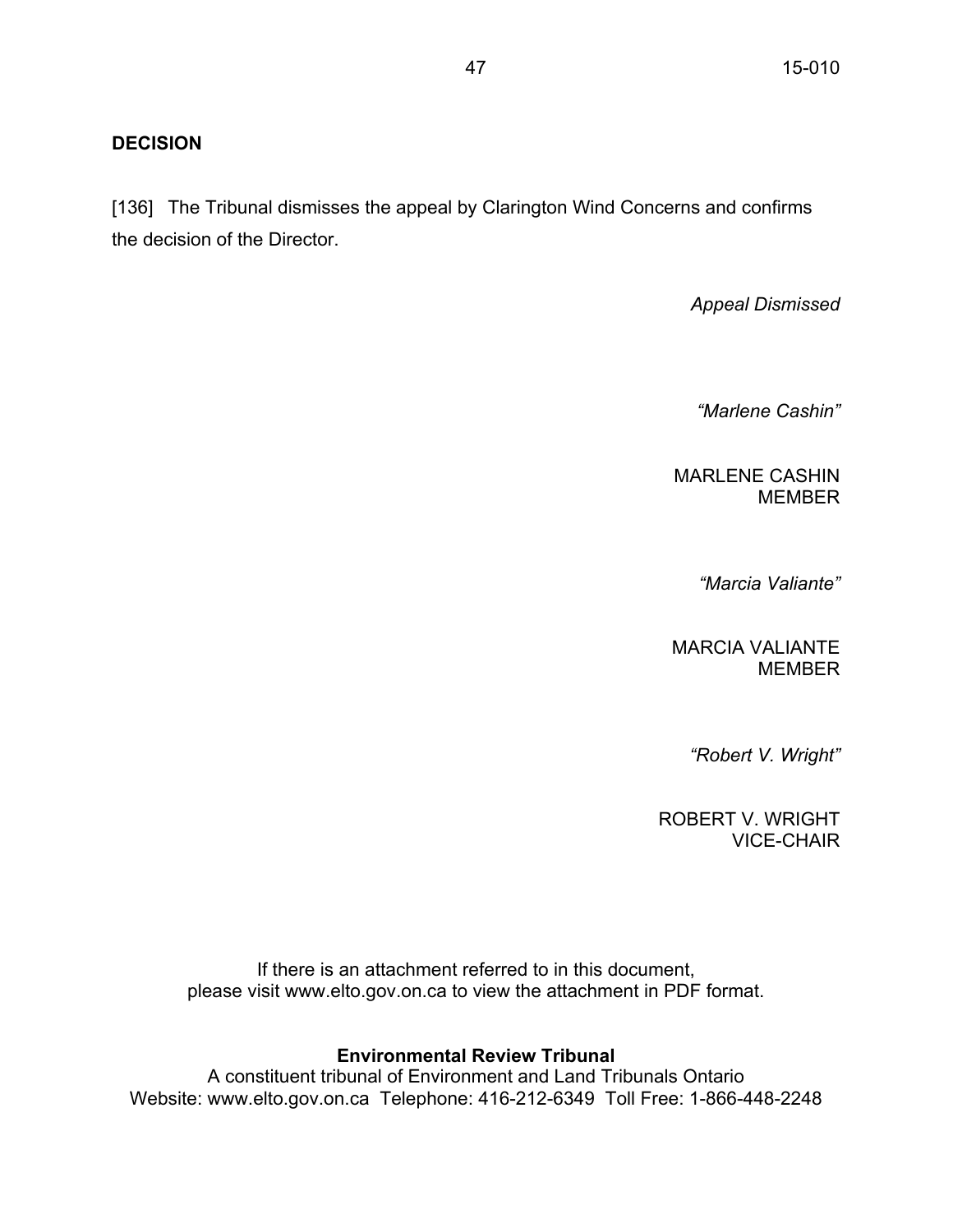**DECISION**

[136] The Tribunal dismisses the appeal by Clarington Wind Concerns and confirms the decision of the Director.

*Appeal Dismissed*

*"Marlene Cashin"*

MARLENE CASHIN
MEMBER

*"Marcia Valiante"*

MARCIA VALIANTE
MEMBER

*"Robert V. Wright"*

ROBERT V. WRIGHT
VICE-CHAIR

If there is an attachment referred to in this document, please visit www.elto.gov.on.ca to view the attachment in PDF format.

**Environmental Review Tribunal**
A constituent tribunal of Environment and Land Tribunals Ontario
Website: www.elto.gov.on.ca Telephone: 416-212-6349 Toll Free: 1-866-448-2248